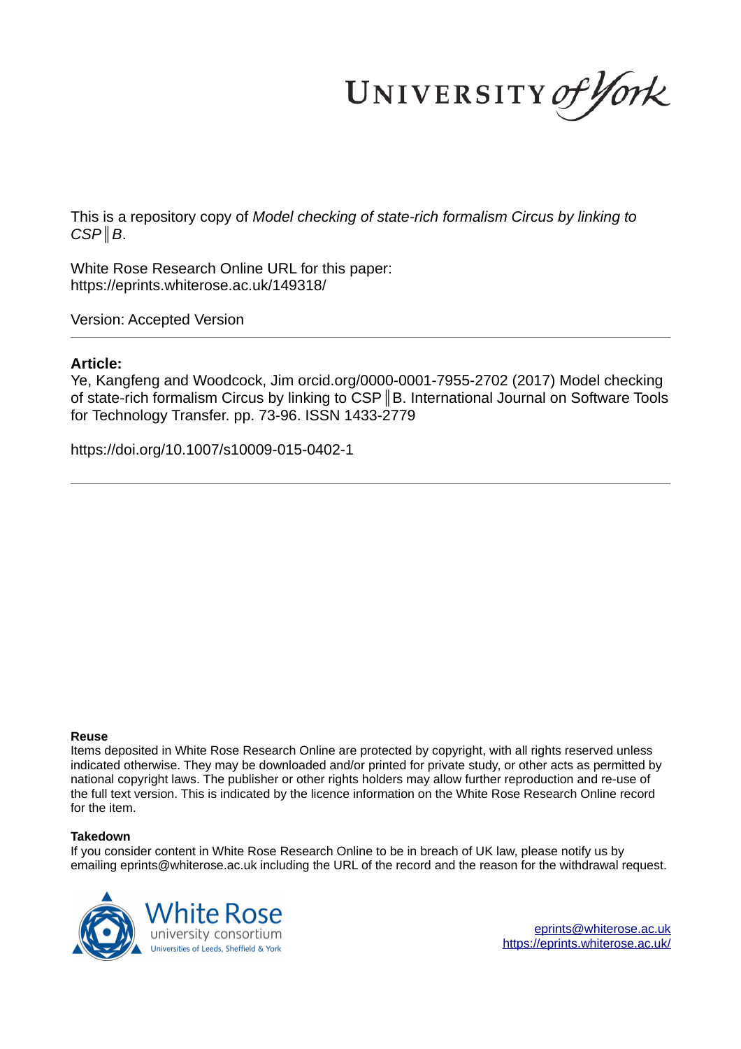This is a repository copy of *Model checking of state-rich formalism Circus by linking to CSP‖B*.

White Rose Research Online URL for this paper:
https://eprints.whiterose.ac.uk/149318/

Version: Accepted Version

**Article:**

Ye, Kangfeng and Woodcock, Jim orcid.org/0000-0001-7955-2702 (2017) Model checking of state-rich formalism Circus by linking to CSP‖B. International Journal on Software Tools for Technology Transfer. pp. 73-96. ISSN 1433-2779

https://doi.org/10.1007/s10009-015-0402-1

**Reuse**

Items deposited in White Rose Research Online are protected by copyright, with all rights reserved unless indicated otherwise. They may be downloaded and/or printed for private study, or other acts as permitted by national copyright laws. The publisher or other rights holders may allow further reproduction and re-use of the full text version. This is indicated by the licence information on the White Rose Research Online record for the item.

**Takedown**

If you consider content in White Rose Research Online to be in breach of UK law, please notify us by emailing eprints@whiterose.ac.uk including the URL of the record and the reason for the withdrawal request.

eprints@whiterose.ac.uk
https://eprints.whiterose.ac.uk/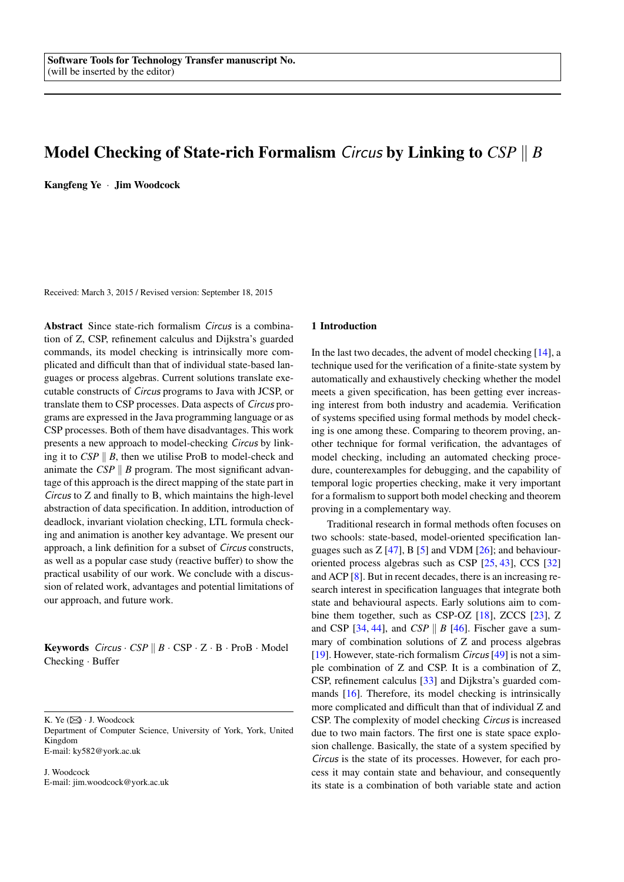# Model Checking of State-rich Formalism *Circus* by Linking to *CSP* $\|$ *B*

**Kangfeng Ye** · **Jim Woodcock**

Received: March 3, 2015 / Revised version: September 18, 2015

**Abstract** Since state-rich formalism *Circus* is a combination of Z, CSP, refinement calculus and Dijkstra's guarded commands, its model checking is intrinsically more complicated and difficult than that of individual state-based languages or process algebras. Current solutions translate executable constructs of *Circus* programs to Java with JCSP, or translate them to CSP processes. Data aspects of *Circus* programs are expressed in the Java programming language or as CSP processes. Both of them have disadvantages. This work presents a new approach to model-checking *Circus* by linking it to *CSP* $\|$ *B*, then we utilise ProB to model-check and animate the *CSP* $\|$ *B* program. The most significant advantage of this approach is the direct mapping of the state part in *Circus* to Z and finally to B, which maintains the high-level abstraction of data specification. In addition, introduction of deadlock, invariant violation checking, LTL formula checking and animation is another key advantage. We present our approach, a link definition for a subset of *Circus* constructs, as well as a popular case study (reactive buffer) to show the practical usability of our work. We conclude with a discussion of related work, advantages and potential limitations of our approach, and future work.

**Keywords** *Circus* · *CSP* $\|$ *B* · CSP · Z · B · ProB · Model Checking · Buffer

K. Ye (✉) · J. Woodcock
Department of Computer Science, University of York, York, United Kingdom
E-mail: ky582@york.ac.uk

J. Woodcock
E-mail: jim.woodcock@york.ac.uk

## 1 Introduction

In the last two decades, the advent of model checking [14], a technique used for the verification of a finite-state system by automatically and exhaustively checking whether the model meets a given specification, has been getting ever increasing interest from both industry and academia. Verification of systems specified using formal methods by model checking is one among these. Comparing to theorem proving, another technique for formal verification, the advantages of model checking, including an automated checking procedure, counterexamples for debugging, and the capability of temporal logic properties checking, make it very important for a formalism to support both model checking and theorem proving in a complementary way.

Traditional research in formal methods often focuses on two schools: state-based, model-oriented specification languages such as Z [47], B [5] and VDM [26]; and behaviour-oriented process algebras such as CSP [25, 43], CCS [32] and ACP [8]. But in recent decades, there is an increasing research interest in specification languages that integrate both state and behavioural aspects. Early solutions aim to combine them together, such as CSP-OZ [18], ZCCS [23], Z and CSP [34, 44], and *CSP* $\|$ *B* [46]. Fischer gave a summary of combination solutions of Z and process algebras [19]. However, state-rich formalism *Circus* [49] is not a simple combination of Z and CSP. It is a combination of Z, CSP, refinement calculus [33] and Dijkstra's guarded commands [16]. Therefore, its model checking is intrinsically more complicated and difficult than that of individual Z and CSP. The complexity of model checking *Circus* is increased due to two main factors. The first one is state space explosion challenge. Basically, the state of a system specified by *Circus* is the state of its processes. However, for each process it may contain state and behaviour, and consequently its state is a combination of both variable state and action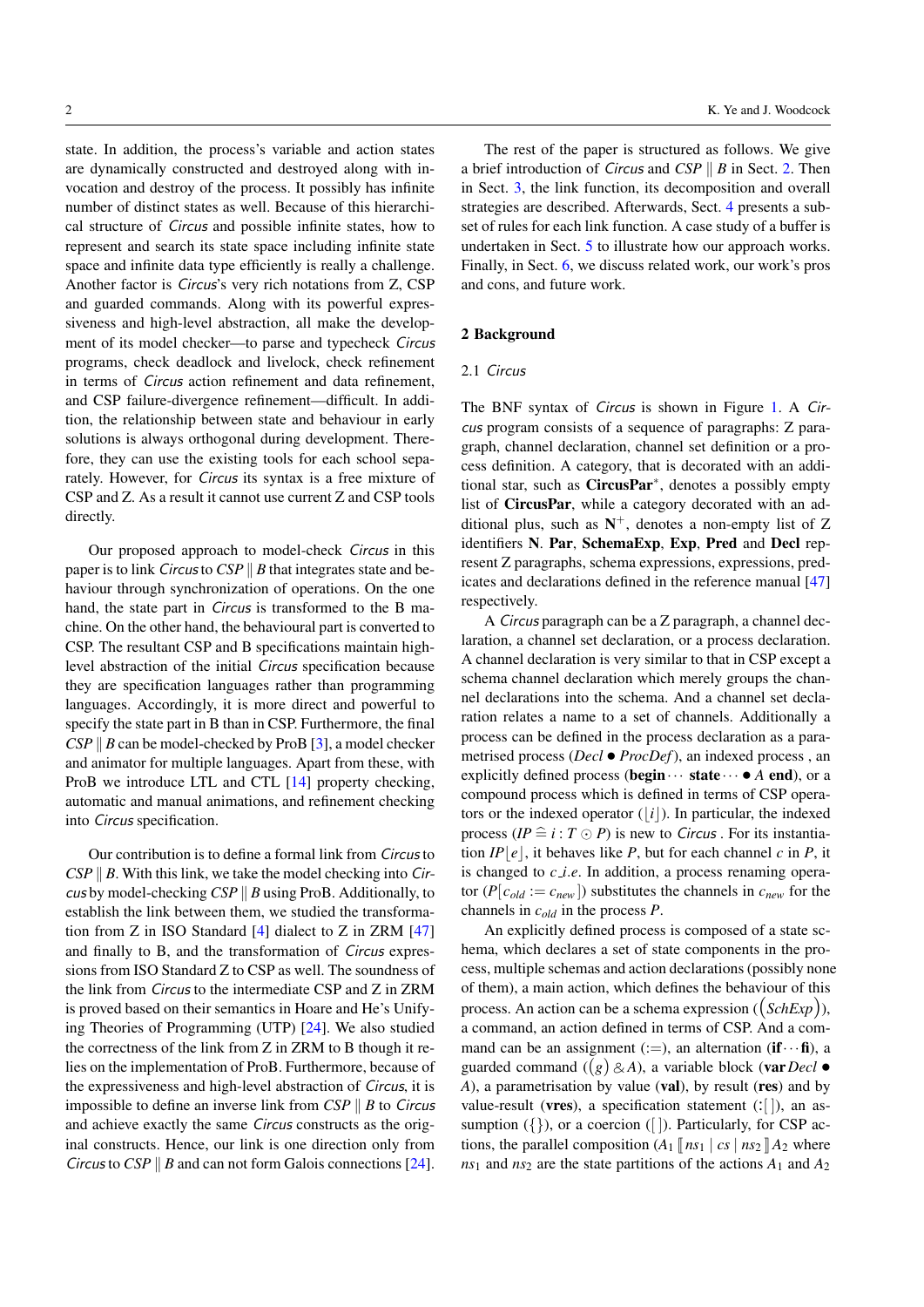state. In addition, the process's variable and action states are dynamically constructed and destroyed along with invocation and destroy of the process. It possibly has infinite number of distinct states as well. Because of this hierarchical structure of *Circus* and possible infinite states, how to represent and search its state space including infinite state space and infinite data type efficiently is really a challenge. Another factor is *Circus*'s very rich notations from Z, CSP and guarded commands. Along with its powerful expressiveness and high-level abstraction, all make the development of its model checker—to parse and typecheck *Circus* programs, check deadlock and livelock, check refinement in terms of *Circus* action refinement and data refinement, and CSP failure-divergence refinement—difficult. In addition, the relationship between state and behaviour in early solutions is always orthogonal during development. Therefore, they can use the existing tools for each school separately. However, for *Circus* its syntax is a free mixture of CSP and Z. As a result it cannot use current Z and CSP tools directly.

Our proposed approach to model-check *Circus* in this paper is to link *Circus* to $CSP \parallel B$ that integrates state and behaviour through synchronization of operations. On the one hand, the state part in *Circus* is transformed to the B machine. On the other hand, the behavioural part is converted to CSP. The resultant CSP and B specifications maintain high-level abstraction of the initial *Circus* specification because they are specification languages rather than programming languages. Accordingly, it is more direct and powerful to specify the state part in B than in CSP. Furthermore, the final $CSP \parallel B$ can be model-checked by ProB [3], a model checker and animator for multiple languages. Apart from these, with ProB we introduce LTL and CTL [14] property checking, automatic and manual animations, and refinement checking into *Circus* specification.

Our contribution is to define a formal link from *Circus* to $CSP \parallel B$. With this link, we take the model checking into *Circus* by model-checking $CSP \parallel B$ using ProB. Additionally, to establish the link between them, we studied the transformation from Z in ISO Standard [4] dialect to Z in ZRM [47] and finally to B, and the transformation of *Circus* expressions from ISO Standard Z to CSP as well. The soundness of the link from *Circus* to the intermediate CSP and Z in ZRM is proved based on their semantics in Hoare and He's Unifying Theories of Programming (UTP) [24]. We also studied the correctness of the link from Z in ZRM to B though it relies on the implementation of ProB. Furthermore, because of the expressiveness and high-level abstraction of *Circus*, it is impossible to define an inverse link from $CSP \parallel B$ to *Circus* and achieve exactly the same *Circus* constructs as the original constructs. Hence, our link is one direction only from *Circus* to $CSP \parallel B$ and can not form Galois connections [24].

The rest of the paper is structured as follows. We give a brief introduction of *Circus* and $CSP \parallel B$ in Sect. 2. Then in Sect. 3, the link function, its decomposition and overall strategies are described. Afterwards, Sect. 4 presents a subset of rules for each link function. A case study of a buffer is undertaken in Sect. 5 to illustrate how our approach works. Finally, in Sect. 6, we discuss related work, our work's pros and cons, and future work.

## 2 Background

### 2.1 *Circus*

The BNF syntax of *Circus* is shown in Figure 1. A *Circus* program consists of a sequence of paragraphs: Z paragraph, channel declaration, channel set definition or a process definition. A category, that is decorated with an additional star, such as **CircusPar**$^*$, denotes a possibly empty list of **CircusPar**, while a category decorated with an additional plus, such as $\mathbf{N}^+$, denotes a non-empty list of Z identifiers **N**. **Par**, **SchemaExp**, **Exp**, **Pred** and **Decl** represent Z paragraphs, schema expressions, expressions, predicates and declarations defined in the reference manual [47] respectively.

A *Circus* paragraph can be a Z paragraph, a channel declaration, a channel set declaration, or a process declaration. A channel declaration is very similar to that in CSP except a schema channel declaration which merely groups the channel declarations into the schema. And a channel set declaration relates a name to a set of channels. Additionally a process can be defined in the process declaration as a parametrised process ($Decl \bullet ProcDef$), an indexed process , an explicitly defined process (**begin** $\cdots$ **state** $\cdots \bullet A$ **end**), or a compound process which is defined in terms of CSP operators or the indexed operator ($\lfloor i \rfloor$). In particular, the indexed process ($IP \mathrel{\widehat=} i : T \odot P$) is new to *Circus* . For its instantiation $IP\lfloor e \rfloor$, it behaves like $P$, but for each channel $c$ in $P$, it is changed to $c\_i.e$. In addition, a process renaming operator ($P[c_{old} := c_{new}]$) substitutes the channels in $c_{new}$ for the channels in $c_{old}$ in the process $P$.

An explicitly defined process is composed of a state schema, which declares a set of state components in the process, multiple schemas and action declarations (possibly none of them), a main action, which defines the behaviour of this process. An action can be a schema expression ($\big(SchExp\big)$), a command, an action defined in terms of CSP. And a command can be an assignment ($:=$), an alternation (**if** $\cdots$ **fi**), a guarded command ($\big(g\big) \,\&\, A$), a variable block (**var** $Decl \bullet A$), a parametrisation by value (**val**), by result (**res**) and by value-result (**vres**), a specification statement ($:[\,]$), an assumption ($\{\}$), or a coercion ($[\,]$). Particularly, for CSP actions, the parallel composition ($A_1 \llbracket ns_1 \mid cs \mid ns_2 \rrbracket A_2$ where $ns_1$ and $ns_2$ are the state partitions of the actions $A_1$ and $A_2$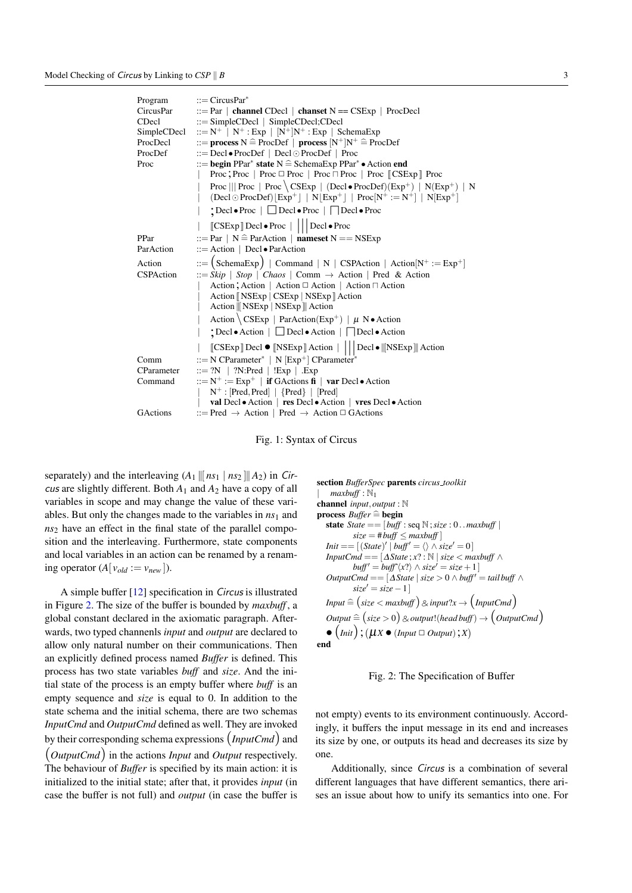$$
\begin{array}{lll}
\text{Program} & ::= & \text{CircusPar}^{*} \\
\text{CircusPar} & ::= & \text{Par} \mid \textbf{channel}\ \text{CDecl} \mid \textbf{chanset}\ \text{N} == \text{CSExp} \mid \text{ProcDecl} \\
\text{CDecl} & ::= & \text{SimpleCDecl} \mid \text{SimpleCDecl;CDecl} \\
\text{SimpleCDecl} & ::= & \text{N}^{+} \mid \text{N}^{+} : \text{Exp} \mid [\text{N}^{+}]\text{N}^{+} : \text{Exp} \mid \text{SchemaExp} \\
\text{ProcDecl} & ::= & \textbf{process}\ \text{N} \mathrel{\widehat{=}} \text{ProcDef} \mid \textbf{process}\ [\text{N}^{+}]\text{N}^{+} \mathrel{\widehat{=}} \text{ProcDef} \\
\text{ProcDef} & ::= & \text{Decl} \bullet \text{ProcDef} \mid \text{Decl} \odot \text{ProcDef} \mid \text{Proc} \\
\text{Proc} & ::= & \textbf{begin}\ \text{PPar}^{*}\ \textbf{state}\ \text{N} \mathrel{\widehat{=}} \text{SchemaExp}\ \text{PPar}^{*} \bullet \text{Action}\ \textbf{end} \\
& \mid & \text{Proc} \mathbin{;} \text{Proc} \mid \text{Proc} \mathbin{\Box} \text{Proc} \mid \text{Proc} \sqcap \text{Proc} \mid \text{Proc} \mathbin{[\![} \text{CSExp} \mathbin{]\!]} \text{Proc} \\
& \mid & \text{Proc} \mathbin{|||} \text{Proc} \mid \text{Proc} \setminus \text{CSExp} \mid (\text{Decl} \bullet \text{ProcDef})(\text{Exp}^{+}) \mid \text{N}(\text{Exp}^{+}) \mid \text{N} \\
& \mid & (\text{Decl} \odot \text{ProcDef})\lfloor \text{Exp}^{+} \rfloor \mid \text{N}\lfloor \text{Exp}^{+} \rfloor \mid \text{Proc}[\text{N}^{+} := \text{N}^{+}] \mid \text{N}[\text{Exp}^{+}] \\
& \mid & \mathbin{;} \text{Decl} \bullet \text{Proc} \mid \Box\ \text{Decl} \bullet \text{Proc} \mid \bigsqcap \text{Decl} \bullet \text{Proc} \\
& \mid & [\![ \text{CSExp} ]\!]\ \text{Decl} \bullet \text{Proc} \mid \big|\big|\big|\ \text{Decl} \bullet \text{Proc} \\
\text{PPar} & ::= & \text{Par} \mid \text{N} \mathrel{\widehat{=}} \text{ParAction} \mid \textbf{nameset}\ \text{N} == \text{NSExp} \\
\text{ParAction} & ::= & \text{Action} \mid \text{Decl} \bullet \text{ParAction} \\
\text{Action} & ::= & \big(\text{SchemaExp}\big) \mid \text{Command} \mid \text{N} \mid \text{CSPAction} \mid \text{Action}[\text{N}^{+} := \text{Exp}^{+}] \\
\text{CSPAction} & ::= & \mathit{Skip} \mid \mathit{Stop} \mid \mathit{Chaos} \mid \text{Comm} \rightarrow \text{Action} \mid \text{Pred}\ \&\ \text{Action} \\
& \mid & \text{Action} \mathbin{;} \text{Action} \mid \text{Action} \mathbin{\Box} \text{Action} \mid \text{Action} \sqcap \text{Action} \\
& \mid & \text{Action} [\![ \text{NSExp} \mid \text{CSExp} \mid \text{NSExp} ]\!] \text{Action} \\
& \mid & \text{Action} [\![\![ \text{NSExp} \mid \text{NSExp} ]\!]\!] \text{Action} \\
& \mid & \text{Action} \setminus \text{CSExp} \mid \text{ParAction}(\text{Exp}^{+}) \mid \mu\ \text{N} \bullet \text{Action} \\
& \mid & \mathbin{;} \text{Decl} \bullet \text{Action} \mid \Box\ \text{Decl} \bullet \text{Action} \mid \bigsqcap \text{Decl} \bullet \text{Action} \\
& \mid & [\![ \text{CSExp} ]\!]\ \text{Decl} \bullet [\![ \text{NSExp} ]\!]\ \text{Action} \mid \big|\big|\big|\ \text{Decl} \bullet [\![\![ \text{NSExp} ]\!]\!]\ \text{Action} \\
\text{Comm} & ::= & \text{N}\ \text{CParameter}^{*} \mid \text{N}\ [\text{Exp}^{+}]\ \text{CParameter}^{*} \\
\text{CParameter} & ::= & ?\text{N} \mid ?\text{N}:\text{Pred} \mid !\text{Exp} \mid .\text{Exp} \\
\text{Command} & ::= & \text{N}^{+} := \text{Exp}^{+} \mid \textbf{if}\ \text{GActions}\ \textbf{fi} \mid \textbf{var}\ \text{Decl} \bullet \text{Action} \\
& \mid & \text{N}^{+} : [\text{Pred}, \text{Pred}] \mid \{\text{Pred}\} \mid [\text{Pred}] \\
& \mid & \textbf{val}\ \text{Decl} \bullet \text{Action} \mid \textbf{res}\ \text{Decl} \bullet \text{Action} \mid \textbf{vres}\ \text{Decl} \bullet \text{Action} \\
\text{GActions} & ::= & \text{Pred} \rightarrow \text{Action} \mid \text{Pred} \rightarrow \text{Action} \mathbin{\Box} \text{GActions}
\end{array}
$$

Fig. 1: Syntax of Circus

separately) and the interleaving ($A_1 \,[\![\![ ns_1 \mid ns_2 ]\!]\!]\, A_2$) in *Circus* are slightly different. Both $A_1$ and $A_2$ have a copy of all variables in scope and may change the value of these variables. But only the changes made to the variables in $ns_1$ and $ns_2$ have an effect in the final state of the parallel composition and the interleaving. Furthermore, state components and local variables in an action can be renamed by a renaming operator ($A[v_{old} := v_{new}]$).

A simple buffer [12] specification in *Circus* is illustrated in Figure 2. The size of the buffer is bounded by *maxbuff*, a global constant declared in the axiomatic paragraph. Afterwards, two typed channenls *input* and *output* are declared to allow only natural number on their communications. Then an explicitly defined process named *Buffer* is defined. This process has two state variables *buff* and *size*. And the initial state of the process is an empty buffer where *buff* is an empty sequence and *size* is equal to 0. In addition to the state schema and the initial schema, there are two schemas *InputCmd* and *OutputCmd* defined as well. They are invoked by their corresponding schema expressions $\big(InputCmd\big)$ and $\big(OutputCmd\big)$ in the actions *Input* and *Output* respectively. The behaviour of *Buffer* is specified by its main action: it is initialized to the initial state; after that, it provides *input* (in case the buffer is not full) and *output* (in case the buffer is not empty) events to its environment continuously. Accordingly, it buffers the input message in its end and increases its size by one, or outputs its head and decreases its size by one.

$$
\begin{array}{l}
\textbf{section}\ \mathit{BufferSpec}\ \textbf{parents}\ \mathit{circus\_toolkit} \\
\mid\quad \mathit{maxbuff} : \mathbb{N}_1 \\
\textbf{channel}\ \mathit{input}, \mathit{output} : \mathbb{N} \\
\textbf{process}\ \mathit{Buffer} \mathrel{\widehat{=}} \textbf{begin} \\
\quad \textbf{state}\ \mathit{State} == [\mathit{buff} : \operatorname{seq} \mathbb{N} ; \mathit{size} : 0 \mathinner{..} \mathit{maxbuff} \mid \\
\qquad\qquad \mathit{size} = \# \mathit{buff} \leq \mathit{maxbuff}] \\
\quad \mathit{Init} == [(\mathit{State})' \mid \mathit{buff}' = \langle\rangle \wedge \mathit{size}' = 0] \\
\quad \mathit{InputCmd} == [\Delta \mathit{State} ; x? : \mathbb{N} \mid \mathit{size} < \mathit{maxbuff} \wedge \\
\qquad\qquad \mathit{buff}' = \mathit{buff} \frown \langle x? \rangle \wedge \mathit{size}' = \mathit{size} + 1] \\
\quad \mathit{OutputCmd} == [\Delta \mathit{State} \mid \mathit{size} > 0 \wedge \mathit{buff}' = \operatorname{tail} \mathit{buff} \wedge \\
\qquad\qquad \mathit{size}' = \mathit{size} - 1] \\
\quad \mathit{Input} \mathrel{\widehat{=}} \big(\mathit{size} < \mathit{maxbuff}\big)\ \&\ \mathit{input}?x \rightarrow \big(\mathit{InputCmd}\big) \\
\quad \mathit{Output} \mathrel{\widehat{=}} \big(\mathit{size} > 0\big)\ \&\ \mathit{output}!(\operatorname{head} \mathit{buff}) \rightarrow \big(\mathit{OutputCmd}\big) \\
\quad \bullet \big(\mathit{Init}\big) ; (\mu X \bullet (\mathit{Input} \mathbin{\Box} \mathit{Output}) ; X) \\
\textbf{end}
\end{array}
$$

Fig. 2: The Specification of Buffer

Additionally, since *Circus* is a combination of several different languages that have different semantics, there arises an issue about how to unify its semantics into one. For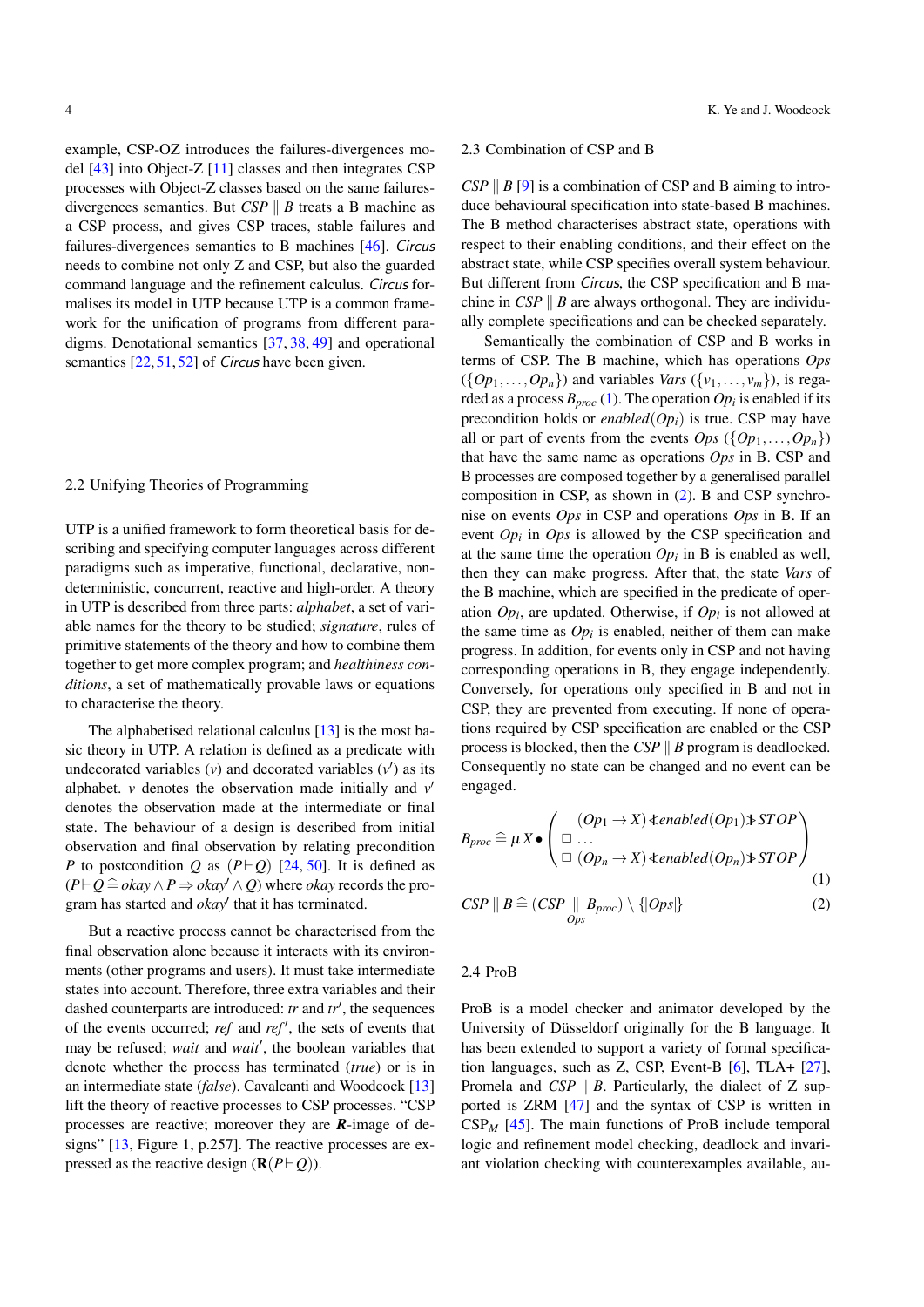example, CSP-OZ introduces the failures-divergences model [43] into Object-Z [11] classes and then integrates CSP processes with Object-Z classes based on the same failures-divergences semantics. But *CSP* $\parallel$ *B* treats a B machine as a CSP process, and gives CSP traces, stable failures and failures-divergences semantics to B machines [46]. *Circus* needs to combine not only Z and CSP, but also the guarded command language and the refinement calculus. *Circus* formalises its model in UTP because UTP is a common framework for the unification of programs from different paradigms. Denotational semantics [37, 38, 49] and operational semantics [22, 51, 52] of *Circus* have been given.

## 2.2 Unifying Theories of Programming

UTP is a unified framework to form theoretical basis for describing and specifying computer languages across different paradigms such as imperative, functional, declarative, nondeterministic, concurrent, reactive and high-order. A theory in UTP is described from three parts: *alphabet*, a set of variable names for the theory to be studied; *signature*, rules of primitive statements of the theory and how to combine them together to get more complex program; and *healthiness conditions*, a set of mathematically provable laws or equations to characterise the theory.

The alphabetised relational calculus [13] is the most basic theory in UTP. A relation is defined as a predicate with undecorated variables ($v$) and decorated variables ($v'$) as its alphabet. $v$ denotes the observation made initially and $v'$ denotes the observation made at the intermediate or final state. The behaviour of a design is described from initial observation and final observation by relating precondition $P$ to postcondition $Q$ as $(P \vdash Q)$ [24, 50]. It is defined as $(P \vdash Q \mathrel{\widehat{=}} okay \land P \Rightarrow okay' \land Q)$ where *okay* records the program has started and $okay'$ that it has terminated.

But a reactive process cannot be characterised from the final observation alone because it interacts with its environments (other programs and users). It must take intermediate states into account. Therefore, three extra variables and their dashed counterparts are introduced: $tr$ and $tr'$, the sequences of the events occurred; $ref$ and $ref'$, the sets of events that may be refused; $wait$ and $wait'$, the boolean variables that denote whether the process has terminated (*true*) or is in an intermediate state (*false*). Cavalcanti and Woodcock [13] lift the theory of reactive processes to CSP processes. "CSP processes are reactive; moreover they are $\boldsymbol{R}$-image of designs" [13, Figure 1, p.257]. The reactive processes are expressed as the reactive design ($\mathbf{R}(P \vdash Q)$).

## 2.3 Combination of CSP and B

*CSP* $\parallel$ *B* [9] is a combination of CSP and B aiming to introduce behavioural specification into state-based B machines. The B method characterises abstract state, operations with respect to their enabling conditions, and their effect on the abstract state, while CSP specifies overall system behaviour. But different from *Circus*, the CSP specification and B machine in *CSP* $\parallel$ *B* are always orthogonal. They are individually complete specifications and can be checked separately.

Semantically the combination of CSP and B works in terms of CSP. The B machine, which has operations $Ops$ ($\{Op_1, \ldots, Op_n\}$) and variables $Vars$ ($\{v_1, \ldots, v_m\}$), is regarded as a process $B_{proc}$ (1). The operation $Op_i$ is enabled if its precondition holds or $enabled(Op_i)$ is true. CSP may have all or part of events from the events $Ops$ ($\{Op_1, \ldots, Op_n\}$) that have the same name as operations $Ops$ in B. CSP and B processes are composed together by a generalised parallel composition in CSP, as shown in (2). B and CSP synchronise on events $Ops$ in CSP and operations $Ops$ in B. If an event $Op_i$ in $Ops$ is allowed by the CSP specification and at the same time the operation $Op_i$ in B is enabled as well, then they can make progress. After that, the state $Vars$ of the B machine, which are specified in the predicate of operation $Op_i$, are updated. Otherwise, if $Op_i$ is not allowed at the same time as $Op_i$ is enabled, neither of them can make progress. In addition, for events only in CSP and not having corresponding operations in B, they engage independently. Conversely, for operations only specified in B and not in CSP, they are prevented from executing. If none of operations required by CSP specification are enabled or the CSP process is blocked, then the *CSP* $\parallel$ *B* program is deadlocked. Consequently no state can be changed and no event can be engaged.

$$B_{proc} \mathrel{\widehat{=}} \mu X \bullet \begin{pmatrix} (Op_1 \rightarrow X) \lhd enabled(Op_1) \rhd STOP \\ \Box \ldots \\ \Box\ (Op_n \rightarrow X) \lhd enabled(Op_n) \rhd STOP \end{pmatrix} \tag{1}$$

$$CSP \parallel B \mathrel{\widehat{=}} (CSP \underset{Ops}{\parallel} B_{proc}) \setminus \{\!|Ops|\!\} \tag{2}$$

## 2.4 ProB

ProB is a model checker and animator developed by the University of Düsseldorf originally for the B language. It has been extended to support a variety of formal specification languages, such as Z, CSP, Event-B [6], TLA+ [27], Promela and *CSP* $\parallel$ *B*. Particularly, the dialect of Z supported is ZRM [47] and the syntax of CSP is written in $\text{CSP}_M$ [45]. The main functions of ProB include temporal logic and refinement model checking, deadlock and invariant violation checking with counterexamples available, au-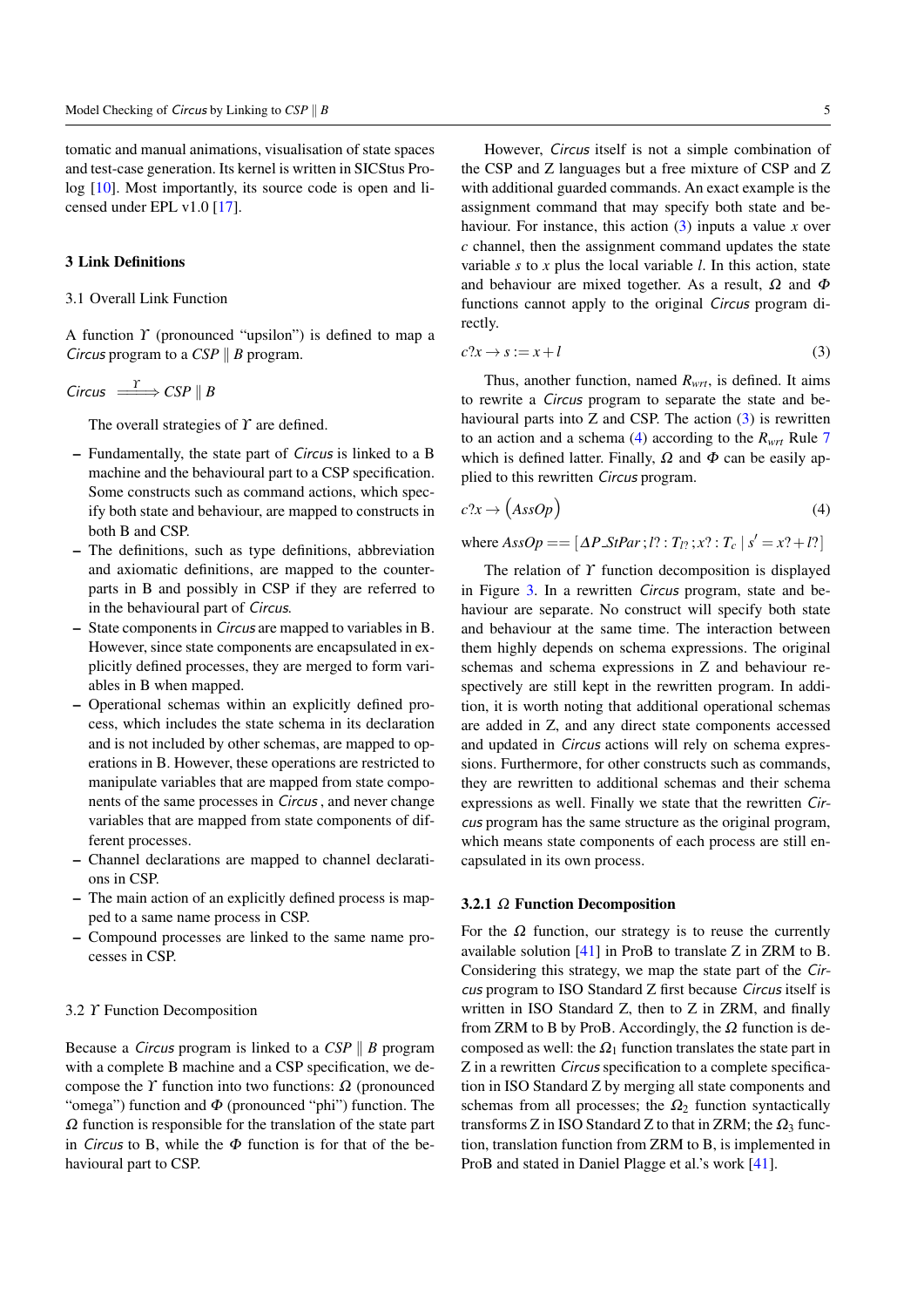tomatic and manual animations, visualisation of state spaces and test-case generation. Its kernel is written in SICStus Prolog [10]. Most importantly, its source code is open and licensed under EPL v1.0 [17].

## 3 Link Definitions

### 3.1 Overall Link Function

A function $\Upsilon$ (pronounced "upsilon") is defined to map a *Circus* program to a *CSP* $\parallel$ *B* program.

$$\textit{Circus} \xRightarrow{\Upsilon} \textit{CSP} \parallel B$$

The overall strategies of $\Upsilon$ are defined.

- Fundamentally, the state part of *Circus* is linked to a B machine and the behavioural part to a CSP specification. Some constructs such as command actions, which specify both state and behaviour, are mapped to constructs in both B and CSP.
- The definitions, such as type definitions, abbreviation and axiomatic definitions, are mapped to the counterparts in B and possibly in CSP if they are referred to in the behavioural part of *Circus*.
- State components in *Circus* are mapped to variables in B. However, since state components are encapsulated in explicitly defined processes, they are merged to form variables in B when mapped.
- Operational schemas within an explicitly defined process, which includes the state schema in its declaration and is not included by other schemas, are mapped to operations in B. However, these operations are restricted to manipulate variables that are mapped from state components of the same processes in *Circus* , and never change variables that are mapped from state components of different processes.
- Channel declarations are mapped to channel declarations in CSP.
- The main action of an explicitly defined process is mapped to a same name process in CSP.
- Compound processes are linked to the same name processes in CSP.

### 3.2 $\Upsilon$ Function Decomposition

Because a *Circus* program is linked to a *CSP* $\parallel$ *B* program with a complete B machine and a CSP specification, we decompose the $\Upsilon$ function into two functions: $\Omega$ (pronounced "omega") function and $\Phi$ (pronounced "phi") function. The $\Omega$ function is responsible for the translation of the state part in *Circus* to B, while the $\Phi$ function is for that of the behavioural part to CSP.

However, *Circus* itself is not a simple combination of the CSP and Z languages but a free mixture of CSP and Z with additional guarded commands. An exact example is the assignment command that may specify both state and behaviour. For instance, this action (3) inputs a value $x$ over $c$ channel, then the assignment command updates the state variable $s$ to $x$ plus the local variable $l$. In this action, state and behaviour are mixed together. As a result, $\Omega$ and $\Phi$ functions cannot apply to the original *Circus* program directly.

$$c?x \rightarrow s := x + l \tag{3}$$

Thus, another function, named $R_{wrt}$, is defined. It aims to rewrite a *Circus* program to separate the state and behavioural parts into Z and CSP. The action (3) is rewritten to an action and a schema (4) according to the $R_{wrt}$ Rule 7 which is defined latter. Finally, $\Omega$ and $\Phi$ can be easily applied to this rewritten *Circus* program.

$$c?x \rightarrow \big(AssOp\big) \tag{4}$$

where $AssOp == [\Delta P\_StPar ; l? : T_{l?} ; x? : T_c \mid s' = x? + l?]$

The relation of $\Upsilon$ function decomposition is displayed in Figure 3. In a rewritten *Circus* program, state and behaviour are separate. No construct will specify both state and behaviour at the same time. The interaction between them highly depends on schema expressions. The original schemas and schema expressions in Z and behaviour respectively are still kept in the rewritten program. In addition, it is worth noting that additional operational schemas are added in Z, and any direct state components accessed and updated in *Circus* actions will rely on schema expressions. Furthermore, for other constructs such as commands, they are rewritten to additional schemas and their schema expressions as well. Finally we state that the rewritten *Circus* program has the same structure as the original program, which means state components of each process are still encapsulated in its own process.

#### 3.2.1 $\Omega$ Function Decomposition

For the $\Omega$ function, our strategy is to reuse the currently available solution [41] in ProB to translate Z in ZRM to B. Considering this strategy, we map the state part of the *Circus* program to ISO Standard Z first because *Circus* itself is written in ISO Standard Z, then to Z in ZRM, and finally from ZRM to B by ProB. Accordingly, the $\Omega$ function is decomposed as well: the $\Omega_1$ function translates the state part in Z in a rewritten *Circus* specification to a complete specification in ISO Standard Z by merging all state components and schemas from all processes; the $\Omega_2$ function syntactically transforms Z in ISO Standard Z to that in ZRM; the $\Omega_3$ function, translation function from ZRM to B, is implemented in ProB and stated in Daniel Plagge et al.'s work [41].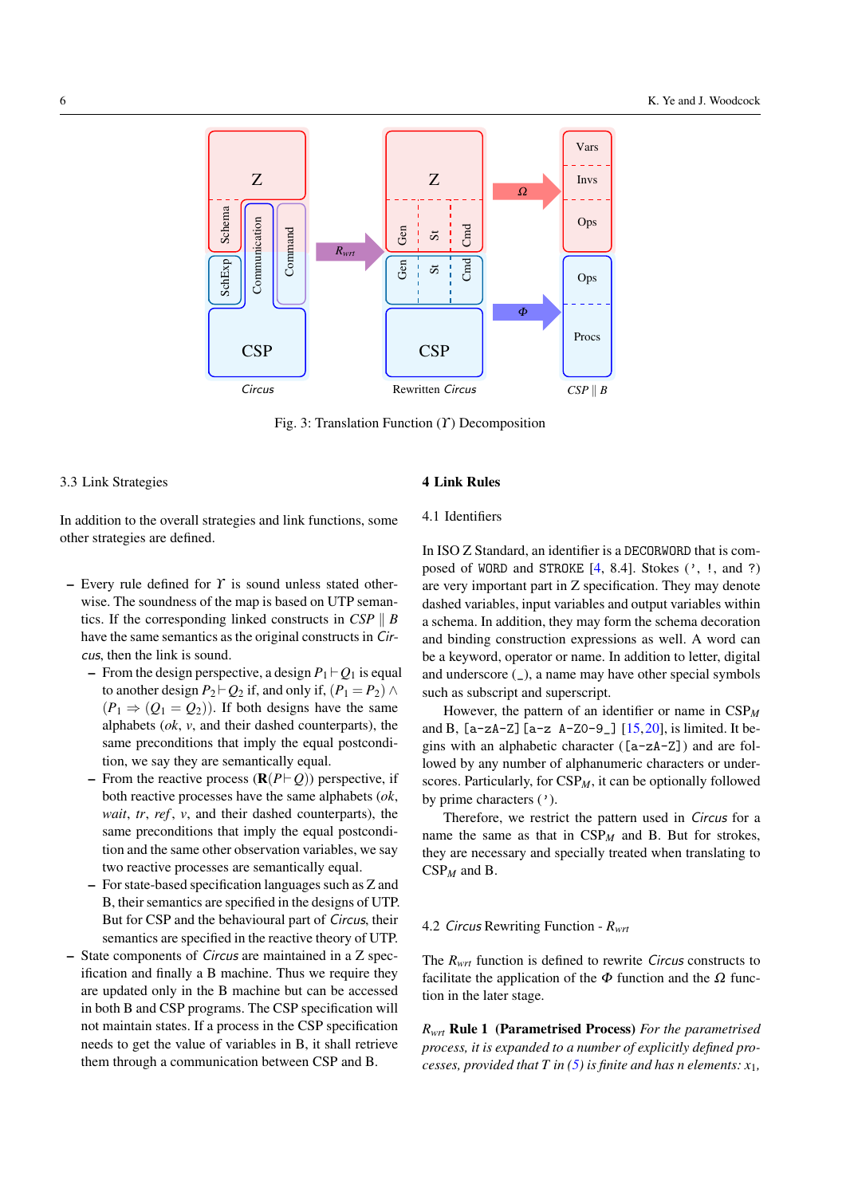Fig. 3: Translation Function ($\Upsilon$) Decomposition

### 3.3 Link Strategies

In addition to the overall strategies and link functions, some other strategies are defined.

- Every rule defined for $\Upsilon$ is sound unless stated otherwise. The soundness of the map is based on UTP semantics. If the corresponding linked constructs in $CSP \parallel B$ have the same semantics as the original constructs in *Circus*, then the link is sound.
  - From the design perspective, a design $P_1 \vdash Q_1$ is equal to another design $P_2 \vdash Q_2$ if, and only if, $(P_1 = P_2) \wedge (P_1 \Rightarrow (Q_1 = Q_2))$. If both designs have the same alphabets ($ok$, $v$, and their dashed counterparts), the same preconditions that imply the equal postcondition, we say they are semantically equal.
  - From the reactive process ($\mathbf{R}(P \vdash Q)$) perspective, if both reactive processes have the same alphabets ($ok$, $wait$, $tr$, $ref$, $v$, and their dashed counterparts), the same preconditions that imply the equal postcondition and the same other observation variables, we say two reactive processes are semantically equal.
  - For state-based specification languages such as Z and B, their semantics are specified in the designs of UTP. But for CSP and the behavioural part of *Circus*, their semantics are specified in the reactive theory of UTP.
- State components of *Circus* are maintained in a Z specification and finally a B machine. Thus we require they are updated only in the B machine but can be accessed in both B and CSP programs. The CSP specification will not maintain states. If a process in the CSP specification needs to get the value of variables in B, it shall retrieve them through a communication between CSP and B.

## 4 Link Rules

### 4.1 Identifiers

In ISO Z Standard, an identifier is a `DECORWORD` that is composed of `WORD` and `STROKE` [4, 8.4]. Stokes (`'`, `!`, and `?`) are very important part in Z specification. They may denote dashed variables, input variables and output variables within a schema. In addition, they may form the schema decoration and binding construction expressions as well. A word can be a keyword, operator or name. In addition to letter, digital and underscore (`_`), a name may have other special symbols such as subscript and superscript.

However, the pattern of an identifier or name in $\text{CSP}_M$ and B, `[a-zA-Z][a-z A-Z0-9_]` [15,20], is limited. It begins with an alphabetic character (`[a-zA-Z]`) and are followed by any number of alphanumeric characters or underscores. Particularly, for $\text{CSP}_M$, it can be optionally followed by prime characters (`'`).

Therefore, we restrict the pattern used in *Circus* for a name the same as that in $\text{CSP}_M$ and B. But for strokes, they are necessary and specially treated when translating to $\text{CSP}_M$ and B.

### 4.2 *Circus* Rewriting Function - $R_{wrt}$

The $R_{wrt}$ function is defined to rewrite *Circus* constructs to facilitate the application of the $\Phi$ function and the $\Omega$ function in the later stage.

$R_{wrt}$ **Rule 1 (Parametrised Process)** *For the parametrised process, it is expanded to a number of explicitly defined processes, provided that $T$ in (5) is finite and has $n$ elements: $x_1$,*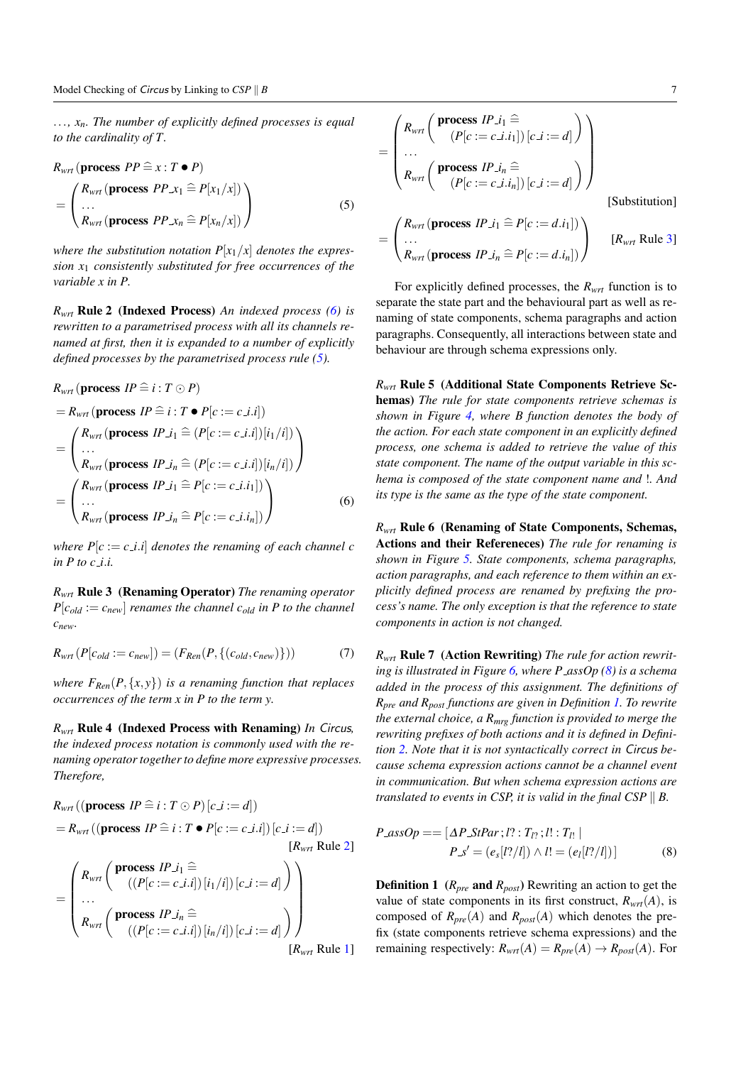..., $x_n$. *The number of explicitly defined processes is equal to the cardinality of* $T$.

$$
\begin{aligned}
&R_{wrt}(\textbf{process } PP \mathrel{\widehat=} x : T \bullet P) \\
&= \begin{pmatrix} R_{wrt}(\textbf{process } PP\_x_1 \mathrel{\widehat=} P[x_1/x]) \\ \dots \\ R_{wrt}(\textbf{process } PP\_x_n \mathrel{\widehat=} P[x_n/x]) \end{pmatrix}
\end{aligned} \tag{5}
$$

*where the substitution notation* $P[x_1/x]$ *denotes the expression* $x_1$ *consistently substituted for free occurrences of the variable* $x$ *in* $P$.

$R_{wrt}$ **Rule 2 (Indexed Process)** *An indexed process (6) is rewritten to a parametrised process with all its channels renamed at first, then it is expanded to a number of explicitly defined processes by the parametrised process rule (5).*

$$
\begin{aligned}
&R_{wrt}(\textbf{process } IP \mathrel{\widehat=} i : T \odot P) \\
&= R_{wrt}(\textbf{process } IP \mathrel{\widehat=} i : T \bullet P[c := c\_i.i]) \\
&= \begin{pmatrix} R_{wrt}(\textbf{process } IP\_i_1 \mathrel{\widehat=} (P[c := c\_i.i])[i_1/i]) \\ \dots \\ R_{wrt}(\textbf{process } IP\_i_n \mathrel{\widehat=} (P[c := c\_i.i])[i_n/i]) \end{pmatrix} \\
&= \begin{pmatrix} R_{wrt}(\textbf{process } IP\_i_1 \mathrel{\widehat=} P[c := c\_i.i_1]) \\ \dots \\ R_{wrt}(\textbf{process } IP\_i_n \mathrel{\widehat=} P[c := c\_i.i_n]) \end{pmatrix}
\end{aligned} \tag{6}
$$

*where* $P[c := c\_i.i]$ *denotes the renaming of each channel* $c$ *in* $P$ *to* $c\_i.i$.

$R_{wrt}$ **Rule 3 (Renaming Operator)** *The renaming operator* $P[c_{old} := c_{new}]$ *renames the channel* $c_{old}$ *in* $P$ *to the channel* $c_{new}$.

$$
R_{wrt}(P[c_{old} := c_{new}]) = (F_{Ren}(P, \{(c_{old}, c_{new})\})) \tag{7}
$$

*where* $F_{Ren}(P, \{x, y\})$ *is a renaming function that replaces occurrences of the term* $x$ *in* $P$ *to the term* $y$.

$R_{wrt}$ **Rule 4 (Indexed Process with Renaming)** *In* Circus, *the indexed process notation is commonly used with the renaming operator together to define more expressive processes. Therefore,*

$$
\begin{aligned}
&R_{wrt}((\textbf{process } IP \mathrel{\widehat=} i : T \odot P)[c\_i := d]) \\
&= R_{wrt}((\textbf{process } IP \mathrel{\widehat=} i : T \bullet P[c := c\_i.i])[c\_i := d]) && [R_{wrt} \text{ Rule 2}] \\
&= \begin{pmatrix} R_{wrt}\begin{pmatrix} \textbf{process } IP\_i_1 \mathrel{\widehat=} \\ ((P[c := c\_i.i])[i_1/i])[c\_i := d] \end{pmatrix} \\ \dots \\ R_{wrt}\begin{pmatrix} \textbf{process } IP\_i_n \mathrel{\widehat=} \\ ((P[c := c\_i.i])[i_n/i])[c\_i := d] \end{pmatrix} \end{pmatrix} && [R_{wrt} \text{ Rule 1}] \\
&= \begin{pmatrix} R_{wrt}\begin{pmatrix} \textbf{process } IP\_i_1 \mathrel{\widehat=} \\ (P[c := c\_i.i_1])[c\_i := d] \end{pmatrix} \\ \dots \\ R_{wrt}\begin{pmatrix} \textbf{process } IP\_i_n \mathrel{\widehat=} \\ (P[c := c\_i.i_n])[c\_i := d] \end{pmatrix} \end{pmatrix} && [\text{Substitution}] \\
&= \begin{pmatrix} R_{wrt}(\textbf{process } IP\_i_1 \mathrel{\widehat=} P[c := d.i_1]) \\ \dots \\ R_{wrt}(\textbf{process } IP\_i_n \mathrel{\widehat=} P[c := d.i_n]) \end{pmatrix} && [R_{wrt} \text{ Rule 3}]
\end{aligned}
$$

For explicitly defined processes, the $R_{wrt}$ function is to separate the state part and the behavioural part as well as renaming of state components, schema paragraphs and action paragraphs. Consequently, all interactions between state and behaviour are through schema expressions only.

$R_{wrt}$ **Rule 5 (Additional State Components Retrieve Schemas)** *The rule for state components retrieve schemas is shown in Figure 4, where B function denotes the body of the action. For each state component in an explicitly defined process, one schema is added to retrieve the value of this state component. The name of the output variable in this schema is composed of the state component name and !. And its type is the same as the type of the state component.*

$R_{wrt}$ **Rule 6 (Renaming of State Components, Schemas, Actions and their Refereneces)** *The rule for renaming is shown in Figure 5. State components, schema paragraphs, action paragraphs, and each reference to them within an explicitly defined process are renamed by prefixing the process's name. The only exception is that the reference to state components in action is not changed.*

$R_{wrt}$ **Rule 7 (Action Rewriting)** *The rule for action rewriting is illustrated in Figure 6, where P_assOp (8) is a schema added in the process of this assignment. The definitions of* $R_{pre}$ *and* $R_{post}$ *functions are given in Definition 1. To rewrite the external choice, a* $R_{mrg}$ *function is provided to merge the rewriting prefixes of both actions and it is defined in Definition 2. Note that it is not syntactically correct in* Circus *because schema expression actions cannot be a channel event in communication. But when schema expression actions are translated to events in CSP, it is valid in the final CSP* $\parallel$ *B.*

$$
\begin{aligned}
P\_assOp == [&\Delta P\_StPar ; l? : T_{l?} ; l! : T_{l!} \mid \\
&P\_s' = (e_s[l?/l]) \land l! = (e_l[l?/l])]
\end{aligned} \tag{8}
$$

**Definition 1** **($R_{pre}$ and $R_{post}$)** Rewriting an action to get the value of state components in its first construct, $R_{wrt}(A)$, is composed of $R_{pre}(A)$ and $R_{post}(A)$ which denotes the prefix (state components retrieve schema expressions) and the remaining respectively: $R_{wrt}(A) = R_{pre}(A) \rightarrow R_{post}(A)$. For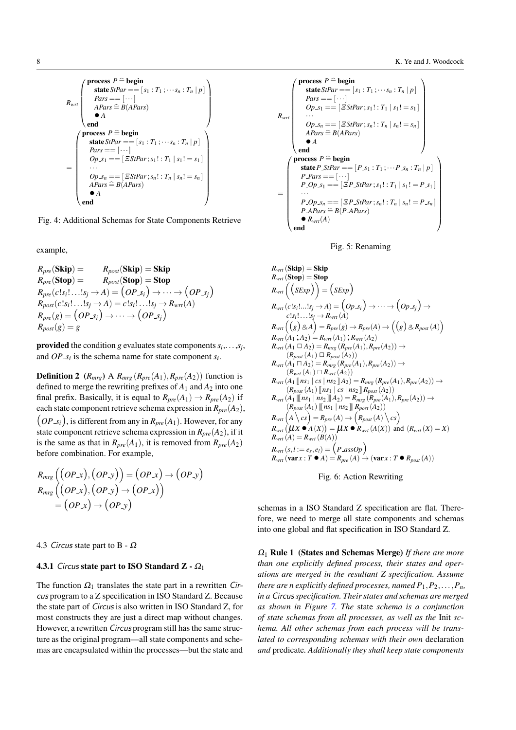$$R_{wrt}\left(\begin{array}{l}\textbf{process } P \mathrel{\widehat=} \textbf{begin}\\ \quad \textbf{state } StPar == [s_1 : T_1; \cdots s_n : T_n \mid p]\\ \quad Pars == [\cdots]\\ \quad APars \mathrel{\widehat=} B(APars)\\ \quad \bullet A\\ \textbf{end}\end{array}\right)$$
$$= \left(\begin{array}{l}\textbf{process } P \mathrel{\widehat=} \textbf{begin}\\ \quad \textbf{state } StPar == [s_1 : T_1; \cdots s_n : T_n \mid p]\\ \quad Pars == [\cdots]\\ \quad Op\_s_1 == [\Xi StPar; s_1! : T_1 \mid s_1! = s_1]\\ \quad \cdots\\ \quad Op\_s_n == [\Xi StPar; s_n! : T_n \mid s_n! = s_n]\\ \quad APars \mathrel{\widehat=} B(APars)\\ \quad \bullet A\\ \textbf{end}\end{array}\right)$$

Fig. 4: Additional Schemas for State Components Retrieve

example,

$$R_{pre}(\textbf{Skip}) = \qquad R_{post}(\textbf{Skip}) = \textbf{Skip}$$
$$R_{pre}(\textbf{Stop}) = \qquad R_{post}(\textbf{Stop}) = \textbf{Stop}$$
$$R_{pre}(c!s_i! \ldots !s_j \rightarrow A) = \left(OP\_s_i\right) \rightarrow \cdots \rightarrow \left(OP\_s_j\right)$$
$$R_{post}(c!s_i! \ldots !s_j \rightarrow A) = c!s_i! \ldots !s_j \rightarrow R_{wrt}(A)$$
$$R_{pre}(g) = \left(OP\_s_i\right) \rightarrow \cdots \rightarrow \left(OP\_s_j\right)$$
$$R_{post}(g) = g$$

**provided** the condition $g$ evaluates state components $s_i, \ldots, s_j$, and $OP\_s_i$ is the schema name for state component $s_i$.

**Definition 2** **($R_{mrg}$)** A $R_{mrg}(R_{pre}(A_1), R_{pre}(A_2))$ function is defined to merge the rewriting prefixes of $A_1$ and $A_2$ into one final prefix. Basically, it is equal to $R_{pre}(A_1) \rightarrow R_{pre}(A_2)$ if each state component retrieve schema expression in $R_{pre}(A_2)$, $\left(OP\_s_i\right)$, is different from any in $R_{pre}(A_1)$. However, for any state component retrieve schema expression in $R_{pre}(A_2)$, if it is the same as that in $R_{pre}(A_1)$, it is removed from $R_{pre}(A_2)$ before combination. For example,

$$R_{mrg}\left(\left(OP\_x\right), \left(OP\_y\right)\right) = \left(OP\_x\right) \rightarrow \left(OP\_y\right)$$
$$R_{mrg}\left(\left(OP\_x\right), \left(OP\_y\right) \rightarrow \left(OP\_x\right)\right)$$
$$= \left(OP\_x\right) \rightarrow \left(OP\_y\right)$$

## 4.3 *Circus* state part to B - $\Omega$

### 4.3.1 *Circus* state part to ISO Standard Z - $\Omega_1$

The function $\Omega_1$ translates the state part in a rewritten *Circus* program to a Z specification in ISO Standard Z. Because the state part of *Circus* is also written in ISO Standard Z, for most constructs they are just a direct map without changes. However, a rewritten *Circus* program still has the same structure as the original program—all state components and schemas are encapsulated within the processes—but the state and schemas in a ISO Standard Z specification are flat. Therefore, we need to merge all state components and schemas into one global and flat specification in ISO Standard Z.

$\Omega_1$ **Rule 1 (States and Schemas Merge)** *If there are more than one explicitly defined process, their states and operations are merged in the resultant Z specification. Assume there are n explicitly defined processes, named $P_1, P_2, \ldots, P_n$, in a* Circus *specification. Their states and schemas are merged as shown in Figure 7. The* state *schema is a conjunction of state schemas from all processes, as well as the* Init *schema. All other schemas from each process will be translated to corresponding schemas with their own* declaration *and* predicate*. Additionally they shall keep state components*

$$R_{wrt}\left(\begin{array}{l}\textbf{process } P \mathrel{\widehat=} \textbf{begin}\\ \quad \textbf{state } StPar == [s_1 : T_1; \cdots s_n : T_n \mid p]\\ \quad Pars == [\cdots]\\ \quad Op\_s_1 == [\Xi StPar; s_1! : T_1 \mid s_1! = s_1]\\ \quad \cdots\\ \quad Op\_s_n == [\Xi StPar; s_n! : T_n \mid s_n! = s_n]\\ \quad APars \mathrel{\widehat=} B(APars)\\ \quad \bullet A\\ \textbf{end}\end{array}\right)$$
$$= \left(\begin{array}{l}\textbf{process } P \mathrel{\widehat=} \textbf{begin}\\ \quad \textbf{state } P\_StPar == [P\_s_1 : T_1; \cdots P\_s_n : T_n \mid p]\\ \quad P\_Pars == [\cdots]\\ \quad P\_Op\_s_1 == [\Xi P\_StPar; s_1! : T_1 \mid s_1! = P\_s_1]\\ \quad \cdots\\ \quad P\_Op\_s_n == [\Xi P\_StPar; s_n! : T_n \mid s_n! = P\_s_n]\\ \quad P\_APars \mathrel{\widehat=} B(P\_APars)\\ \quad \bullet R_{wrt}(A)\\ \textbf{end}\end{array}\right)$$

Fig. 5: Renaming

$$R_{wrt}(\textbf{Skip}) = \textbf{Skip}$$
$$R_{wrt}(\textbf{Stop}) = \textbf{Stop}$$
$$R_{wrt}\left(\left(SExp\right)\right) = \left(SExp\right)$$
$$R_{wrt}(c!s_i! \ldots !s_j \rightarrow A) = \left(Op\_s_i\right) \rightarrow \cdots \rightarrow \left(Op\_s_j\right) \rightarrow c!s_i! \ldots !s_j \rightarrow R_{wrt}(A)$$
$$R_{wrt}\left(\left(g\right) \& A\right) = R_{pre}(g) \rightarrow R_{pre}(A) \rightarrow \left(\left(g\right) \& R_{post}(A)\right)$$
$$R_{wrt}(A_1 ; A_2) = R_{wrt}(A_1) ; R_{wrt}(A_2)$$
$$R_{wrt}(A_1 \Box A_2) = R_{mrg}(R_{pre}(A_1), R_{pre}(A_2)) \rightarrow (R_{post}(A_1) \Box R_{post}(A_2))$$
$$R_{wrt}(A_1 \sqcap A_2) = R_{mrg}(R_{pre}(A_1), R_{pre}(A_2)) \rightarrow (R_{wrt}(A_1) \sqcap R_{wrt}(A_2))$$
$$R_{wrt}(A_1 \llbracket ns_1 \mid cs \mid ns_2 \rrbracket A_2) = R_{mrg}(R_{pre}(A_1), R_{pre}(A_2)) \rightarrow (R_{post}(A_1) \llbracket ns_1 \mid cs \mid ns_2 \rrbracket R_{post}(A_2))$$
$$R_{wrt}(A_1 \interleave ns_1 \mid ns_2 \interleave A_2) = R_{mrg}(R_{pre}(A_1), R_{pre}(A_2)) \rightarrow (R_{post}(A_1) \interleave ns_1 \mid ns_2 \interleave R_{post}(A_2))$$
$$R_{wrt}\left(A \setminus cs\right) = R_{pre}(A) \rightarrow \left(R_{post}(A) \setminus cs\right)$$
$$R_{wrt}(\mu X \bullet A(X)) = \mu X \bullet R_{wrt}(A(X)) \text{ and } (R_{wrt}(X) = X)$$
$$R_{wrt}(A) = R_{wrt}(B(A))$$
$$R_{wrt}(s, l := e_s, e_l) = \left(P\_assOp\right)$$
$$R_{wrt}(\textbf{var } x : T \bullet A) = R_{pre}(A) \rightarrow (\textbf{var } x : T \bullet R_{post}(A))$$

Fig. 6: Action Rewriting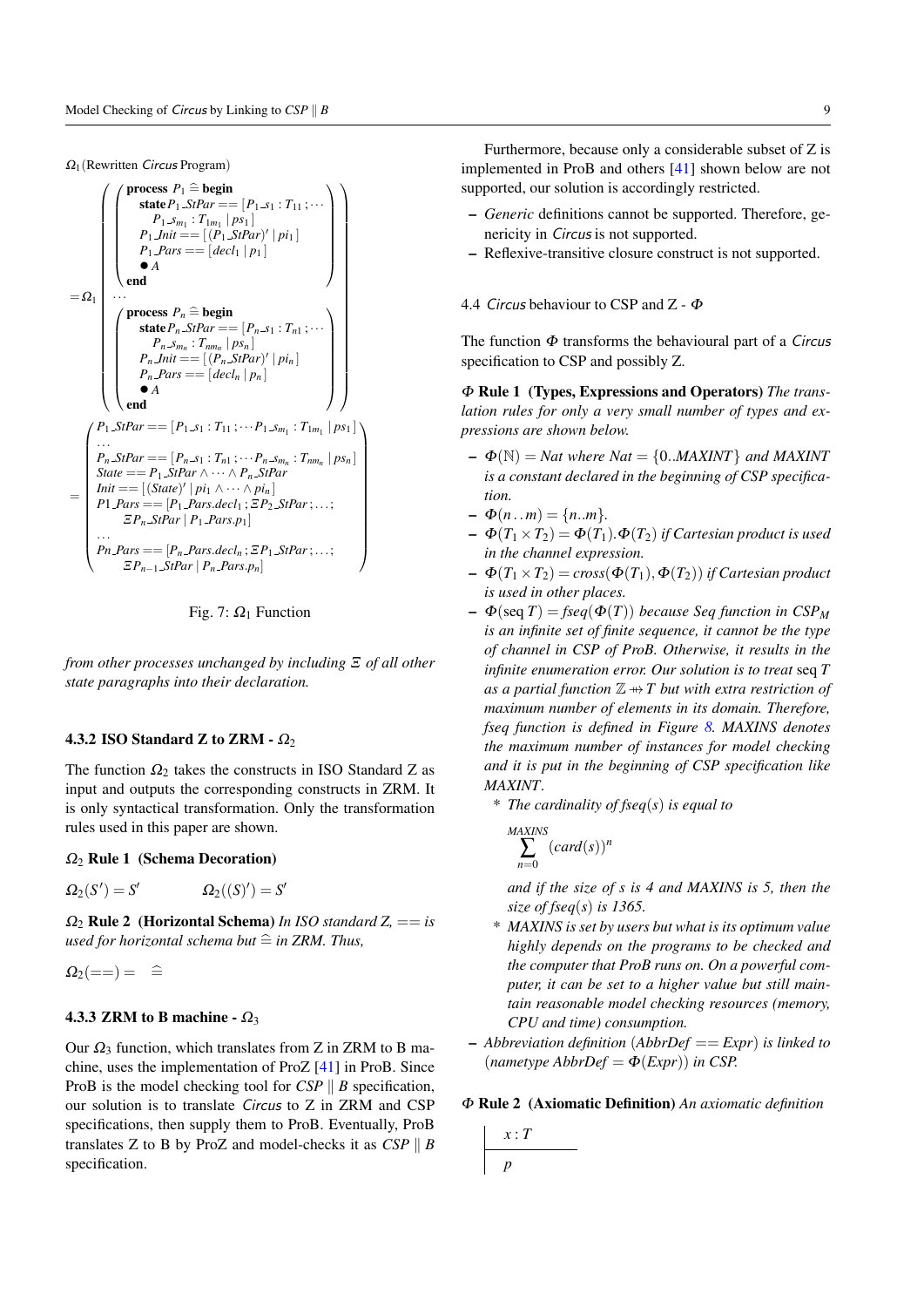$\Omega_1$(Rewritten *Circus* Program)

$$
= \Omega_1 \left( \begin{array}{l}
\left( \begin{array}{l}
\textbf{process } P_1 \mathrel{\widehat=} \textbf{begin} \\
\quad \textbf{state} P_1\_StPar == [P_1\_s_1 : T_{11} ; \cdots \\
\qquad P_1\_s_{m_1} : T_{1m_1} \mid ps_1] \\
\quad P_1\_Init == [(P_1\_StPar)' \mid pi_1] \\
\quad P_1\_Pars == [decl_1 \mid p_1] \\
\quad \bullet A \\
\textbf{end}
\end{array} \right) \\
\cdots \\
\left( \begin{array}{l}
\textbf{process } P_n \mathrel{\widehat=} \textbf{begin} \\
\quad \textbf{state} P_n\_StPar == [P_n\_s_1 : T_{n1} ; \cdots \\
\qquad P_n\_s_{m_n} : T_{nm_n} \mid ps_n] \\
\quad P_n\_Init == [(P_n\_StPar)' \mid pi_n] \\
\quad P_n\_Pars == [decl_n \mid p_n] \\
\quad \bullet A \\
\textbf{end}
\end{array} \right)
\end{array} \right)
$$

$$
= \left( \begin{array}{l}
P_1\_StPar == [P_1\_s_1 : T_{11} ; \cdots P_1\_s_{m_1} : T_{1m_1} \mid ps_1] \\
\cdots \\
P_n\_StPar == [P_n\_s_1 : T_{n1} ; \cdots P_n\_s_{m_n} : T_{nm_n} \mid ps_n] \\
State == P_1\_StPar \wedge \cdots \wedge P_n\_StPar \\
Init == [(State)' \mid pi_1 \wedge \cdots \wedge pi_n] \\
P1\_Pars == [P_1\_Pars.decl_1 ; \Xi P_2\_StPar ; \ldots ; \\
\quad \Xi P_n\_StPar \mid P_1\_Pars.p_1] \\
\cdots \\
Pn\_Pars == [P_n\_Pars.decl_n ; \Xi P_1\_StPar ; \ldots ; \\
\quad \Xi P_{n-1}\_StPar \mid P_n\_Pars.p_n]
\end{array} \right)
$$

Fig. 7: $\Omega_1$ Function

*from other processes unchanged by including $\Xi$ of all other state paragraphs into their declaration.*

### 4.3.2 ISO Standard Z to ZRM - $\Omega_2$

The function $\Omega_2$ takes the constructs in ISO Standard Z as input and outputs the corresponding constructs in ZRM. It is only syntactical transformation. Only the transformation rules used in this paper are shown.

**$\Omega_2$ Rule 1 (Schema Decoration)**

$\Omega_2(S') = S' \qquad \Omega_2((S)') = S'$

**$\Omega_2$ Rule 2 (Horizontal Schema)** *In ISO standard Z, $==$ is used for horizontal schema but $\widehat=$ in ZRM. Thus,*

$\Omega_2(==) = \ \widehat=$

### 4.3.3 ZRM to B machine - $\Omega_3$

Our $\Omega_3$ function, which translates from Z in ZRM to B machine, uses the implementation of ProZ [41] in ProB. Since ProB is the model checking tool for *CSP* $\|$ *B* specification, our solution is to translate *Circus* to Z in ZRM and CSP specifications, then supply them to ProB. Eventually, ProB translates Z to B by ProZ and model-checks it as *CSP* $\|$ *B* specification.

Furthermore, because only a considerable subset of Z is implemented in ProB and others [41] shown below are not supported, our solution is accordingly restricted.

– *Generic* definitions cannot be supported. Therefore, genericity in *Circus* is not supported.
– Reflexive-transitive closure construct is not supported.

### 4.4 *Circus* behaviour to CSP and Z - $\Phi$

The function $\Phi$ transforms the behavioural part of a *Circus* specification to CSP and possibly Z.

**$\Phi$ Rule 1 (Types, Expressions and Operators)** *The translation rules for only a very small number of types and expressions are shown below.*

– *$\Phi(\mathbb{N}) = Nat$ where $Nat = \{0..MAXINT\}$ and $MAXINT$ is a constant declared in the beginning of CSP specification.*
– *$\Phi(n\,..\,m) = \{n..m\}$.*
– *$\Phi(T_1 \times T_2) = \Phi(T_1).\Phi(T_2)$ if Cartesian product is used in the channel expression.*
– *$\Phi(T_1 \times T_2) = cross(\Phi(T_1), \Phi(T_2))$ if Cartesian product is used in other places.*
– *$\Phi(\mathrm{seq}\, T) = fseq(\Phi(T))$ because Seq function in $CSP_M$ is an infinite set of finite sequence, it cannot be the type of channel in CSP of ProB. Otherwise, it results in the infinite enumeration error. Our solution is to treat* seq $T$ *as a partial function $\mathbb{Z} \mathrel{+\!\!\!\!\!\twoheadrightarrow} T$ but with extra restriction of maximum number of elements in its domain. Therefore, fseq function is defined in Figure 8. MAXINS denotes the maximum number of instances for model checking and it is put in the beginning of CSP specification like MAXINT.*
  - *The cardinality of $fseq(s)$ is equal to*

    $$\sum_{n=0}^{MAXINS} (card(s))^n$$

    *and if the size of s is 4 and MAXINS is 5, then the size of $fseq(s)$ is 1365.*
  - *MAXINS is set by users but what is its optimum value highly depends on the programs to be checked and the computer that ProB runs on. On a powerful computer, it can be set to a higher value but still maintain reasonable model checking resources (memory, CPU and time) consumption.*
– *Abbreviation definition ($AbbrDef == Expr$) is linked to ($nametype\ AbbrDef = \Phi(Expr)$) in CSP.*

**$\Phi$ Rule 2 (Axiomatic Definition)** *An axiomatic definition*

$$
\begin{array}{|l}
x : T \\
\hline
p
\end{array}
$$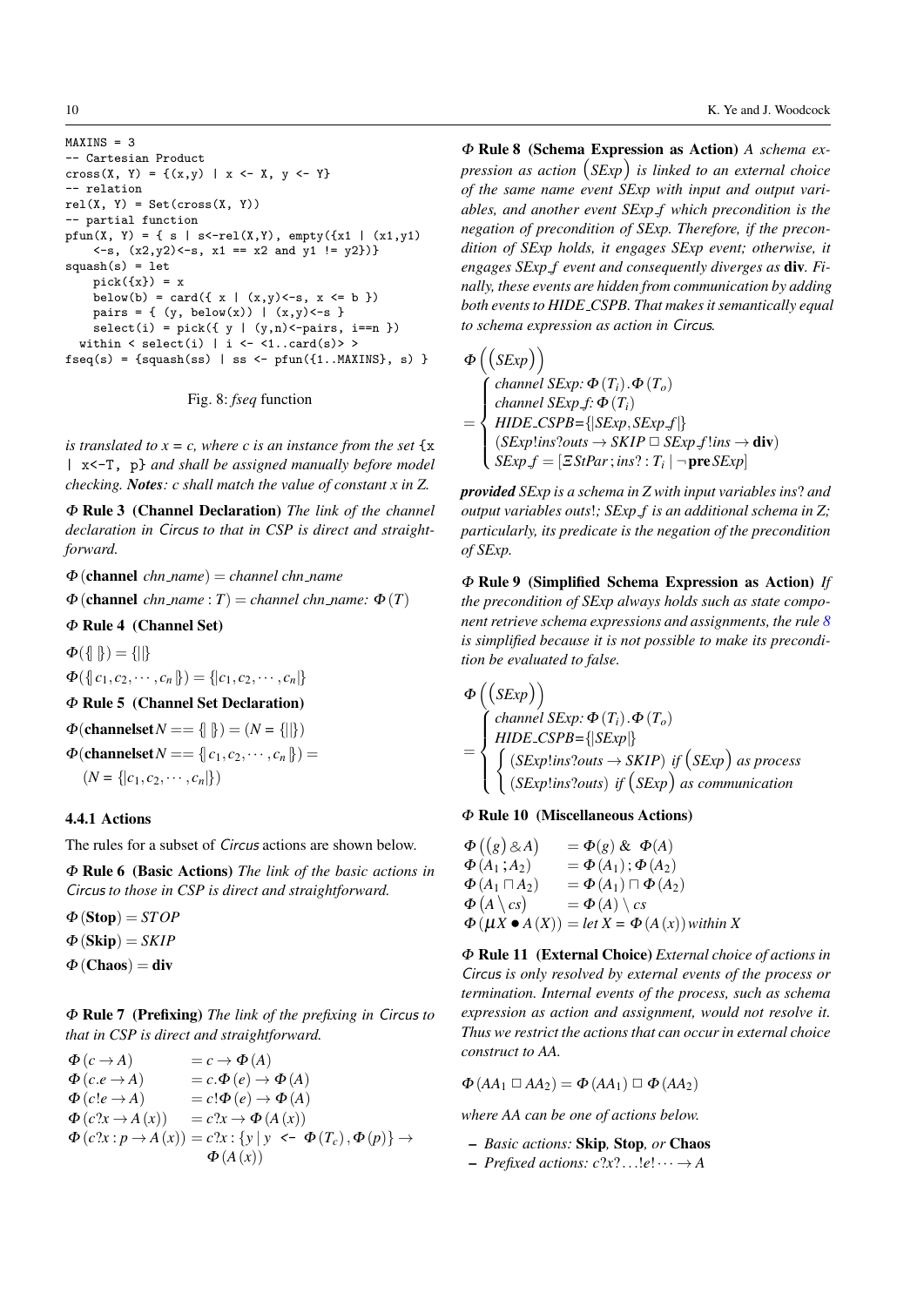```
MAXINS = 3
-- Cartesian Product
cross(X, Y) = {(x,y) | x <- X, y <- Y}
-- relation
rel(X, Y) = Set(cross(X, Y))
-- partial function
pfun(X, Y) = { s | s<-rel(X,Y), empty({x1 | (x1,y1)
    <-s, (x2,y2)<-s, x1 == x2 and y1 != y2})}
squash(s) = let
    pick({x}) = x
    below(b) = card({ x | (x,y)<-s, x <= b })
    pairs = { (y, below(x)) | (x,y)<-s }
    select(i) = pick({ y | (y,n)<-pairs, i==n })
  within < select(i) | i <- <1..card(s)> >
fseq(s) = {squash(ss) | ss <- pfun({1..MAXINS}, s) }
```

Fig. 8: *fseq* function

*is translated to* $x = c$*, where* $c$ *is an instance from the set* `{x | x<-T, p}` *and shall be assigned manually before model checking.* ***Notes****: c shall match the value of constant x in Z.*

$\Phi$ **Rule 3 (Channel Declaration)** *The link of the channel declaration in* Circus *to that in CSP is direct and straightforward.*

$\Phi(\textbf{channel}\ chn\_name) = channel\ chn\_name$

$\Phi(\textbf{channel}\ chn\_name : T) = channel\ chn\_name\text{: } \Phi(T)$

$\Phi$ **Rule 4 (Channel Set)**

$\Phi(\{\!|\ |\!\}) = \{|\,|\}$

$\Phi(\{\!| c_1, c_2, \cdots, c_n |\!\}) = \{|c_1, c_2, \cdots, c_n|\}$

$\Phi$ **Rule 5 (Channel Set Declaration)**

$\Phi(\textbf{channelset}\ N == \{\!|\ |\!\}) = (N = \{|\,|\})$

$\Phi(\textbf{channelset}\ N == \{\!| c_1, c_2, \cdots, c_n |\!\}) = (N = \{|c_1, c_2, \cdots, c_n|\})$

#### 4.4.1 Actions

The rules for a subset of *Circus* actions are shown below.

$\Phi$ **Rule 6 (Basic Actions)** *The link of the basic actions in* Circus *to those in CSP is direct and straightforward.*

$\Phi(\textbf{Stop}) = STOP$

$\Phi(\textbf{Skip}) = SKIP$

$\Phi(\textbf{Chaos}) = \textbf{div}$

$\Phi$ **Rule 7 (Prefixing)** *The link of the prefixing in* Circus *to that in CSP is direct and straightforward.*

$$
\begin{aligned}
\Phi(c \to A) &= c \to \Phi(A)\\
\Phi(c.e \to A) &= c.\Phi(e) \to \Phi(A)\\
\Phi(c!e \to A) &= c!\Phi(e) \to \Phi(A)\\
\Phi(c?x \to A(x)) &= c?x \to \Phi(A(x))\\
\Phi(c?x : p \to A(x)) &= c?x : \{y \mid y \ \texttt{<-}\ \Phi(T_c), \Phi(p)\} \to \Phi(A(x))
\end{aligned}
$$

$\Phi$ **Rule 8 (Schema Expression as Action)** *A schema expression as action* $(SExp)$ *is linked to an external choice of the same name event SExp with input and output variables, and another event SExp\_f which precondition is the negation of precondition of SExp. Therefore, if the precondition of SExp holds, it engages SExp event; otherwise, it engages SExp\_f event and consequently diverges as* **div**. *Finally, these events are hidden from communication by adding both events to HIDE\_CSPB. That makes it semantically equal to schema expression as action in* Circus.

$$
\Phi\left((SExp)\right) = \begin{cases}
channel\ SExp\text{: } \Phi(T_i).\Phi(T_o)\\
channel\ SExp\_f\text{: } \Phi(T_i)\\
HIDE\_CSPB = \{|SExp, SExp\_f|\}\\
(SExp!ins?outs \to SKIP \;\Box\; SExp\_f!ins \to \textbf{div})\\
SExp\_f = [\Xi StPar\,;\, ins? : T_i \mid \neg\, \textbf{pre}\, SExp]
\end{cases}
$$

***provided*** *SExp is a schema in Z with input variables ins? and output variables outs!; SExp\_f is an additional schema in Z; particularly, its predicate is the negation of the precondition of SExp.*

$\Phi$ **Rule 9 (Simplified Schema Expression as Action)** *If the precondition of SExp always holds such as state component retrieve schema expressions and assignments, the rule 8 is simplified because it is not possible to make its precondition be evaluated to false.*

$$
\Phi\left((SExp)\right) = \begin{cases}
channel\ SExp\text{: } \Phi(T_i).\Phi(T_o)\\
HIDE\_CSPB = \{|SExp|\}\\
\begin{cases}
(SExp!ins?outs \to SKIP) & if\ (SExp)\ as\ process\\
(SExp!ins?outs) & if\ (SExp)\ as\ communication
\end{cases}
\end{cases}
$$

$\Phi$ **Rule 10 (Miscellaneous Actions)**

$$
\begin{aligned}
\Phi((g) \,\&\, A) &= \Phi(g) \,\&\, \Phi(A)\\
\Phi(A_1 \,;\, A_2) &= \Phi(A_1) \,;\, \Phi(A_2)\\
\Phi(A_1 \sqcap A_2) &= \Phi(A_1) \sqcap \Phi(A_2)\\
\Phi(A \setminus cs) &= \Phi(A) \setminus cs\\
\Phi(\mu X \bullet A(X)) &= let\ X = \Phi(A(x))\ within\ X
\end{aligned}
$$

$\Phi$ **Rule 11 (External Choice)** *External choice of actions in* Circus *is only resolved by external events of the process or termination. Internal events of the process, such as schema expression as action and assignment, would not resolve it. Thus we restrict the actions that can occur in external choice construct to AA.*

$\Phi(AA_1 \,\Box\, AA_2) = \Phi(AA_1) \,\Box\, \Phi(AA_2)$

*where AA can be one of actions below.*

- *Basic actions:* **Skip**, **Stop**, *or* **Chaos**
- *Prefixed actions:* $c?x? \ldots !e! \cdots \to A$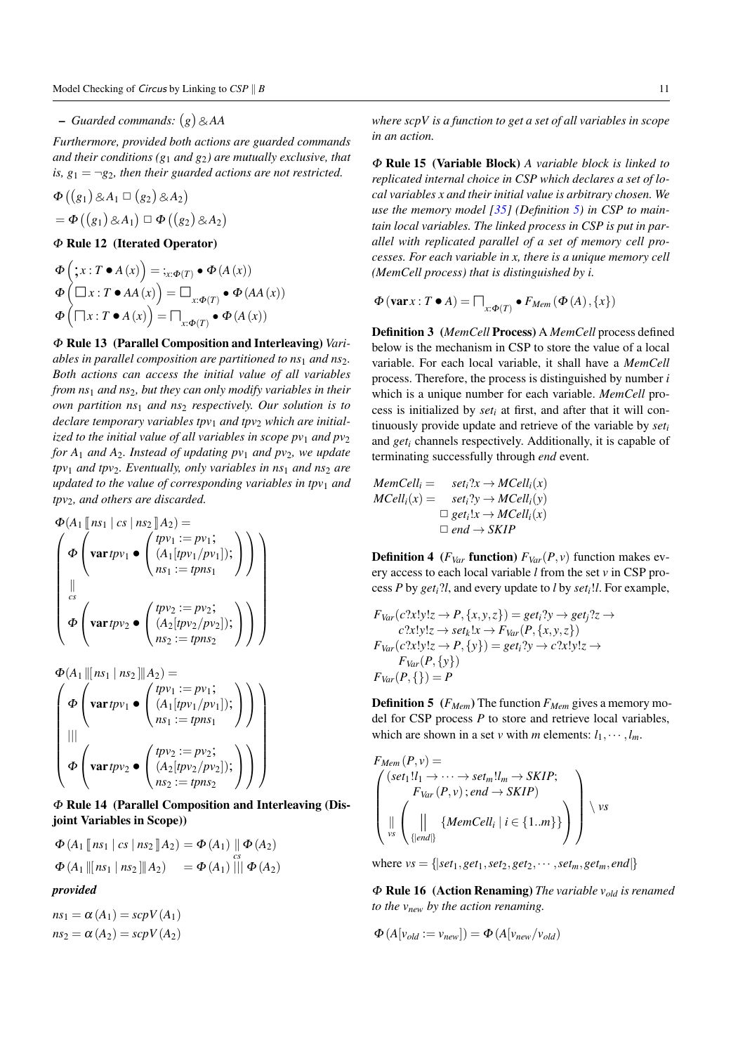– *Guarded commands:* $(g) \& AA$

*Furthermore, provided both actions are guarded commands and their conditions ($g_1$ and $g_2$) are mutually exclusive, that is, $g_1 = \neg g_2$, then their guarded actions are not restricted.*

$$\Phi\left(\left(g_1\right) \& A_1 \Box \left(g_2\right) \& A_2\right)$$
$$= \Phi\left(\left(g_1\right) \& A_1\right) \Box \Phi\left(\left(g_2\right) \& A_2\right)$$

**$\Phi$ Rule 12 (Iterated Operator)**

$$\Phi\left(\mathop{;} x : T \bullet A(x)\right) = \mathop{;}_{x:\Phi(T)} \bullet \Phi(A(x))$$
$$\Phi\left(\Box x : T \bullet AA(x)\right) = \Box_{x:\Phi(T)} \bullet \Phi(AA(x))$$
$$\Phi\left(\sqcap x : T \bullet A(x)\right) = \sqcap_{x:\Phi(T)} \bullet \Phi(A(x))$$

**$\Phi$ Rule 13 (Parallel Composition and Interleaving)** *Variables in parallel composition are partitioned to $ns_1$ and $ns_2$. Both actions can access the initial value of all variables from $ns_1$ and $ns_2$, but they can only modify variables in their own partition $ns_1$ and $ns_2$ respectively. Our solution is to declare temporary variables $tpv_1$ and $tpv_2$ which are initialized to the initial value of all variables in scope $pv_1$ and $pv_2$ for $A_1$ and $A_2$. Instead of updating $pv_1$ and $pv_2$, we update $tpv_1$ and $tpv_2$. Eventually, only variables in $ns_1$ and $ns_2$ are updated to the value of corresponding variables in $tpv_1$ and $tpv_2$, and others are discarded.*

$$\Phi(A_1 \llbracket ns_1 \mid cs \mid ns_2 \rrbracket A_2) = \left(\begin{array}{c} \Phi\left(\mathbf{var}\, tpv_1 \bullet \left(\begin{array}{l} tpv_1 := pv_1; \\ (A_1[tpv_1/pv_1]); \\ ns_1 := tpns_1 \end{array}\right)\right) \\ \underset{cs}{\parallel} \\ \Phi\left(\mathbf{var}\, tpv_2 \bullet \left(\begin{array}{l} tpv_2 := pv_2; \\ (A_2[tpv_2/pv_2]); \\ ns_2 := tpns_2 \end{array}\right)\right) \end{array}\right)$$

$$\Phi(A_1 \,|\!\![ ns_1 \mid ns_2 ]\!\!|\, A_2) = \left(\begin{array}{c} \Phi\left(\mathbf{var}\, tpv_1 \bullet \left(\begin{array}{l} tpv_1 := pv_1; \\ (A_1[tpv_1/pv_1]); \\ ns_1 := tpns_1 \end{array}\right)\right) \\ ||| \\ \Phi\left(\mathbf{var}\, tpv_2 \bullet \left(\begin{array}{l} tpv_2 := pv_2; \\ (A_2[tpv_2/pv_2]); \\ ns_2 := tpns_2 \end{array}\right)\right) \end{array}\right)$$

**$\Phi$ Rule 14 (Parallel Composition and Interleaving (Disjoint Variables in Scope))**

$$\Phi(A_1 \llbracket ns_1 \mid cs \mid ns_2 \rrbracket A_2) = \Phi(A_1) \underset{cs}{\parallel} \Phi(A_2)$$
$$\Phi(A_1 \,|\!\![ ns_1 \mid ns_2 ]\!\!|\, A_2) \quad = \Phi(A_1) \,|||\, \Phi(A_2)$$

***provided***

$$ns_1 = \alpha(A_1) = scpV(A_1)$$
$$ns_2 = \alpha(A_2) = scpV(A_2)$$

*where $scpV$ is a function to get a set of all variables in scope in an action.*

**$\Phi$ Rule 15 (Variable Block)** *A variable block is linked to replicated internal choice in CSP which declares a set of local variables $x$ and their initial value is arbitrary chosen. We use the memory model [35] (Definition 5) in CSP to maintain local variables. The linked process in CSP is put in parallel with replicated parallel of a set of memory cell processes. For each variable in $x$, there is a unique memory cell (MemCell process) that is distinguished by $i$.*

$$\Phi(\mathbf{var}\, x : T \bullet A) = \sqcap_{x:\Phi(T)} \bullet F_{Mem}(\Phi(A), \{x\})$$

**Definition 3** **(*MemCell* Process)** A *MemCell* process defined below is the mechanism in CSP to store the value of a local variable. For each local variable, it shall have a *MemCell* process. Therefore, the process is distinguished by number $i$ which is a unique number for each variable. *MemCell* process is initialized by $set_i$ at first, and after that it will continuously provide update and retrieve of the variable by $set_i$ and $get_i$ channels respectively. Additionally, it is capable of terminating successfully through *end* event.

$$\begin{array}{ll} MemCell_i = & set_i?x \rightarrow MCell_i(x) \\ MCell_i(x) = & set_i?y \rightarrow MCell_i(y) \\ & \Box\, get_i!x \rightarrow MCell_i(x) \\ & \Box\, end \rightarrow SKIP \end{array}$$

**Definition 4** **($F_{Var}$ function)** $F_{Var}(P, v)$ function makes every access to each local variable $l$ from the set $v$ in CSP process $P$ by $get_i?l$, and every update to $l$ by $set_i!l$. For example,

$$\begin{array}{l} F_{Var}(c?x!y!z \rightarrow P, \{x,y,z\}) = get_i?y \rightarrow get_j?z \rightarrow \\ \quad c?x!y!z \rightarrow set_k!x \rightarrow F_{Var}(P, \{x,y,z\}) \\ F_{Var}(c?x!y!z \rightarrow P, \{y\}) = get_i?y \rightarrow c?x!y!z \rightarrow \\ \quad F_{Var}(P, \{y\}) \\ F_{Var}(P, \{\}) = P \end{array}$$

**Definition 5** **($F_{Mem}$)** The function $F_{Mem}$ gives a memory model for CSP process $P$ to store and retrieve local variables, which are shown in a set $v$ with $m$ elements: $l_1, \cdots, l_m$.

$$F_{Mem}(P, v) = \left(\begin{array}{c} \left(\begin{array}{l} set_1!l_1 \rightarrow \cdots \rightarrow set_m!l_m \rightarrow SKIP; \\ \quad F_{Var}(P, v); end \rightarrow SKIP \end{array}\right) \\ \underset{vs}{\parallel} \left(\underset{\{|end|\}}{\parallel} \{MemCell_i \mid i \in \{1..m\}\}\right) \end{array}\right) \setminus vs$$

where $vs = \{|set_1, get_1, set_2, get_2, \cdots, set_m, get_m, end|\}$

**$\Phi$ Rule 16 (Action Renaming)** *The variable $v_{old}$ is renamed to the $v_{new}$ by the action renaming.*

$$\Phi(A[v_{old} := v_{new}]) = \Phi(A[v_{new}/v_{old}])$$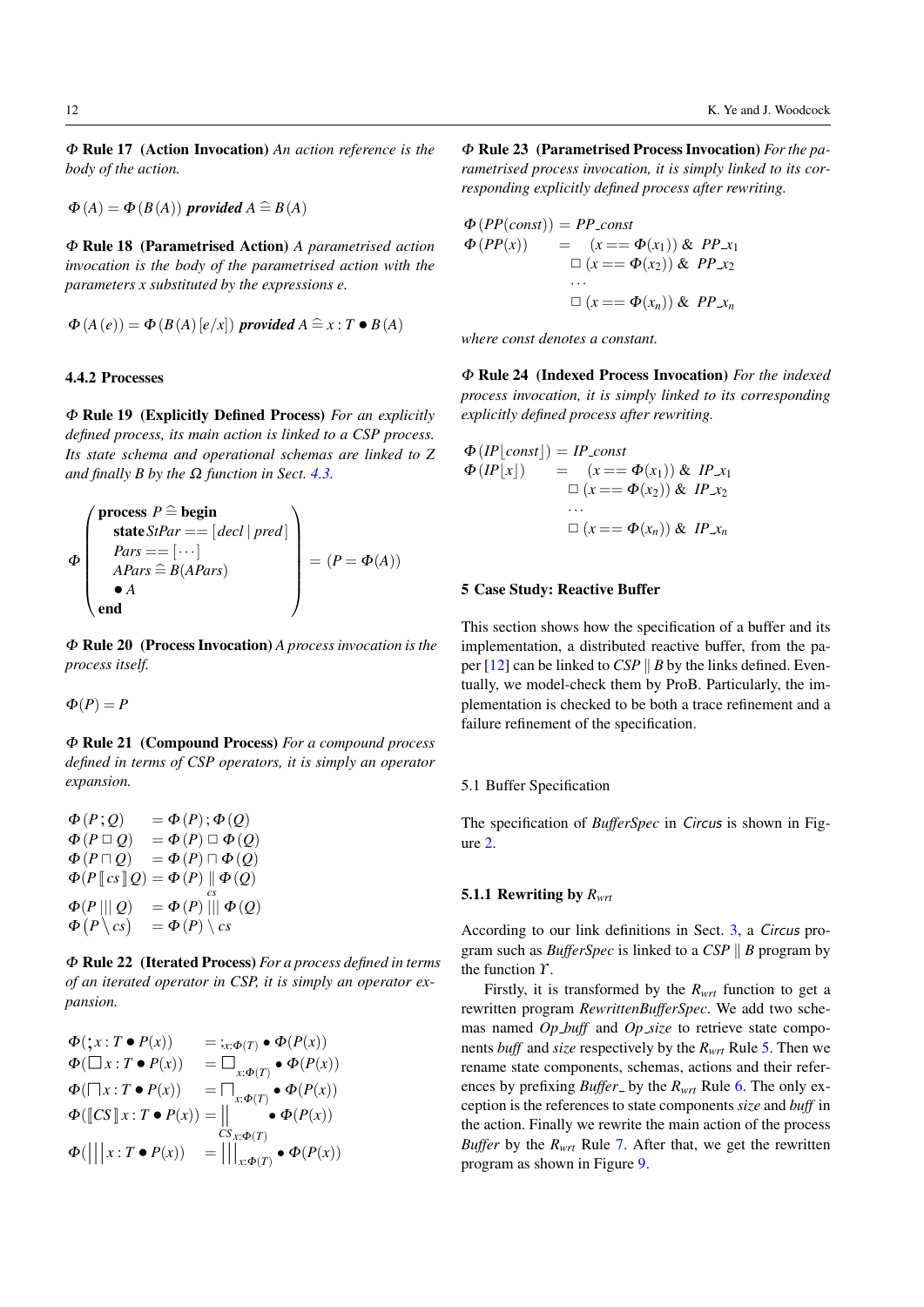**$\Phi$ Rule 17 (Action Invocation)** *An action reference is the body of the action.*

$$\Phi(A) = \Phi(B(A)) \;\textbf{\textit{provided}}\; A \mathrel{\widehat=} B(A)$$

**$\Phi$ Rule 18 (Parametrised Action)** *A parametrised action invocation is the body of the parametrised action with the parameters x substituted by the expressions e.*

$$\Phi(A(e)) = \Phi(B(A)[e/x]) \;\textbf{\textit{provided}}\; A \mathrel{\widehat=} x : T \bullet B(A)$$

### 4.4.2 Processes

**$\Phi$ Rule 19 (Explicitly Defined Process)** *For an explicitly defined process, its main action is linked to a CSP process. Its state schema and operational schemas are linked to Z and finally B by the $\Omega$ function in Sect. 4.3.*

$$\Phi\left(\begin{array}{l}\textbf{process}\ P \mathrel{\widehat=} \textbf{begin}\\ \quad \textbf{state}\, StPar == [decl \mid pred]\\ \quad Pars == [\cdots]\\ \quad APars \mathrel{\widehat=} B(APars)\\ \quad \bullet A\\ \textbf{end}\end{array}\right) = (P = \Phi(A))$$

**$\Phi$ Rule 20 (Process Invocation)** *A process invocation is the process itself.*

$$\Phi(P) = P$$

**$\Phi$ Rule 21 (Compound Process)** *For a compound process defined in terms of CSP operators, it is simply an operator expansion.*

$$\begin{array}{ll}\Phi(P\,;Q) & = \Phi(P)\,;\Phi(Q)\\ \Phi(P \,\Box\, Q) & = \Phi(P) \,\Box\, \Phi(Q)\\ \Phi(P \sqcap Q) & = \Phi(P) \sqcap \Phi(Q)\\ \Phi(P \llbracket cs \rrbracket Q) & = \Phi(P) \underset{cs}{\parallel} \Phi(Q)\\ \Phi(P \,|||\, Q) & = \Phi(P) \,|||\, \Phi(Q)\\ \Phi(P \setminus cs) & = \Phi(P) \setminus cs\end{array}$$

**$\Phi$ Rule 22 (Iterated Process)** *For a process defined in terms of an iterated operator in CSP, it is simply an operator expansion.*

$$\begin{array}{ll}\Phi(\,;\, x : T \bullet P(x)) & = ;_{x:\Phi(T)} \bullet \Phi(P(x))\\ \Phi(\Box\, x : T \bullet P(x)) & = \Box_{x:\Phi(T)} \bullet \Phi(P(x))\\ \Phi(\sqcap\, x : T \bullet P(x)) & = \sqcap_{x:\Phi(T)} \bullet \Phi(P(x))\\ \Phi(\llbracket CS \rrbracket\, x : T \bullet P(x)) & = \underset{CS}{\parallel}{}_{x:\Phi(T)} \bullet \Phi(P(x))\\ \Phi(|||\, x : T \bullet P(x)) & = |||_{x:\Phi(T)} \bullet \Phi(P(x))\end{array}$$

**$\Phi$ Rule 23 (Parametrised Process Invocation)** *For the parametrised process invocation, it is simply linked to its corresponding explicitly defined process after rewriting.*

$$\begin{array}{ll}\Phi(PP(const)) = PP\_const\\ \Phi(PP(x)) \;\; = & (x == \Phi(x_1))\ \&\ PP\_x_1\\ & \Box\ (x == \Phi(x_2))\ \&\ PP\_x_2\\ & \ldots\\ & \Box\ (x == \Phi(x_n))\ \&\ PP\_x_n\end{array}$$

*where const denotes a constant.*

**$\Phi$ Rule 24 (Indexed Process Invocation)** *For the indexed process invocation, it is simply linked to its corresponding explicitly defined process after rewriting.*

$$\begin{array}{ll}\Phi(IP\lfloor const \rfloor) = IP\_const\\ \Phi(IP\lfloor x \rfloor) \;\; = & (x == \Phi(x_1))\ \&\ IP\_x_1\\ & \Box\ (x == \Phi(x_2))\ \&\ IP\_x_2\\ & \ldots\\ & \Box\ (x == \Phi(x_n))\ \&\ IP\_x_n\end{array}$$

## 5 Case Study: Reactive Buffer

This section shows how the specification of a buffer and its implementation, a distributed reactive buffer, from the paper [12] can be linked to *CSP* $\parallel$ *B* by the links defined. Eventually, we model-check them by ProB. Particularly, the implementation is checked to be both a trace refinement and a failure refinement of the specification.

### 5.1 Buffer Specification

The specification of *BufferSpec* in *Circus* is shown in Figure 2.

#### 5.1.1 Rewriting by $R_{wrt}$

According to our link definitions in Sect. 3, a *Circus* program such as *BufferSpec* is linked to a *CSP* $\parallel$ *B* program by the function $\Upsilon$.

Firstly, it is transformed by the $R_{wrt}$ function to get a rewritten program *RewrittenBufferSpec*. We add two schemas named *Op_buff* and *Op_size* to retrieve state components *buff* and *size* respectively by the $R_{wrt}$ Rule 5. Then we rename state components, schemas, actions and their references by prefixing *Buffer_* by the $R_{wrt}$ Rule 6. The only exception is the references to state components *size* and *buff* in the action. Finally we rewrite the main action of the process *Buffer* by the $R_{wrt}$ Rule 7. After that, we get the rewritten program as shown in Figure 9.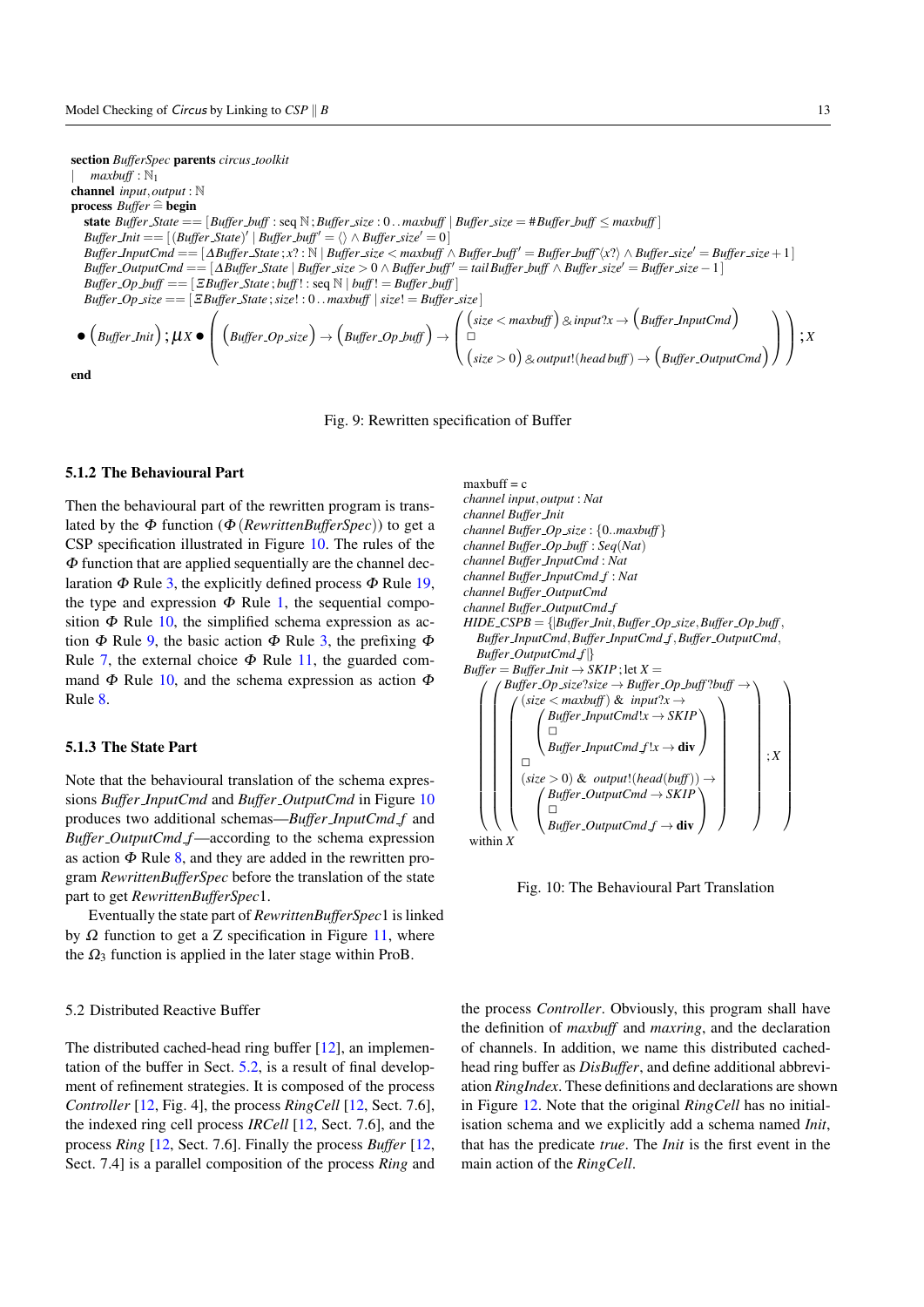**section** *BufferSpec* **parents** *circus_toolkit*

$|\quad maxbuff : \mathbb{N}_1$

**channel** *input*, *output* : $\mathbb{N}$

**process** *Buffer* $\widehat{=}$ **begin**

$\quad$ **state** $Buffer\_State == [Buffer\_buff : \operatorname{seq} \mathbb{N} ; Buffer\_size : 0 \,..\, maxbuff \mid Buffer\_size = \# Buffer\_buff \leq maxbuff]$

$\quad Buffer\_Init == [(Buffer\_State)' \mid Buffer\_buff' = \langle\rangle \wedge Buffer\_size' = 0]$

$\quad Buffer\_InputCmd == [\Delta Buffer\_State ; x? : \mathbb{N} \mid Buffer\_size < maxbuff \wedge Buffer\_buff' = Buffer\_buff ^\frown \langle x? \rangle \wedge Buffer\_size' = Buffer\_size + 1]$

$\quad Buffer\_OutputCmd == [\Delta Buffer\_State \mid Buffer\_size > 0 \wedge Buffer\_buff' = tail\, Buffer\_buff \wedge Buffer\_size' = Buffer\_size - 1]$

$\quad Buffer\_Op\_buff == [\Xi Buffer\_State ; buff! : \operatorname{seq} \mathbb{N} \mid buff! = Buffer\_buff]$

$\quad Buffer\_Op\_size == [\Xi Buffer\_State ; size! : 0 \,..\, maxbuff \mid size! = Buffer\_size]$

$$\bullet \left(Buffer\_Init\right) ; \mu X \bullet \left( \left(Buffer\_Op\_size\right) \rightarrow \left(Buffer\_Op\_buff\right) \rightarrow \left( \begin{array}{l} \left(size < maxbuff\right) \,\&\, input?x \rightarrow \left(Buffer\_InputCmd\right) \\ \square \\ \left(size > 0\right) \,\&\, output!(head\, buff) \rightarrow \left(Buffer\_OutputCmd\right) \end{array} \right) \right) ; X$$

**end**

Fig. 9: Rewritten specification of Buffer

### 5.1.2 The Behavioural Part

Then the behavioural part of the rewritten program is translated by the $\Phi$ function ($\Phi(RewrittenBufferSpec)$) to get a CSP specification illustrated in Figure 10. The rules of the $\Phi$ function that are applied sequentially are the channel declaration $\Phi$ Rule 3, the explicitly defined process $\Phi$ Rule 19, the type and expression $\Phi$ Rule 1, the sequential composition $\Phi$ Rule 10, the simplified schema expression as action $\Phi$ Rule 9, the basic action $\Phi$ Rule 3, the prefixing $\Phi$ Rule 7, the external choice $\Phi$ Rule 11, the guarded command $\Phi$ Rule 10, and the schema expression as action $\Phi$ Rule 8.

### 5.1.3 The State Part

Note that the behavioural translation of the schema expressions *Buffer_InputCmd* and *Buffer_OutputCmd* in Figure 10 produces two additional schemas—*Buffer_InputCmd_f* and *Buffer_OutputCmd_f*—according to the schema expression as action $\Phi$ Rule 8, and they are added in the rewritten program *RewrittenBufferSpec* before the translation of the state part to get *RewrittenBufferSpec*1.

Eventually the state part of *RewrittenBufferSpec*1 is linked by $\Omega$ function to get a Z specification in Figure 11, where the $\Omega_3$ function is applied in the later stage within ProB.

maxbuff = c
*channel input*, *output* : *Nat*
*channel Buffer_Init*
*channel Buffer_Op_size* : $\{0..maxbuff\}$
*channel Buffer_Op_buff* : *Seq*(*Nat*)
*channel Buffer_InputCmd* : *Nat*
*channel Buffer_InputCmd_f* : *Nat*
*channel Buffer_OutputCmd*
*channel Buffer_OutputCmd_f*
$HIDE\_CSPB = \{| Buffer\_Init, Buffer\_Op\_size, Buffer\_Op\_buff, Buffer\_InputCmd, Buffer\_InputCmd\_f, Buffer\_OutputCmd, Buffer\_OutputCmd\_f |\}$
$Buffer = Buffer\_Init \rightarrow SKIP ;$ let $X =$

$$\left( \left( \begin{array}{l} Buffer\_Op\_size?size \rightarrow Buffer\_Op\_buff?buff \rightarrow \\ \left( \begin{array}{l} (size < maxbuff) \,\&\, input?x \rightarrow \\ \quad \left( \begin{array}{l} Buffer\_InputCmd!x \rightarrow SKIP \\ \square \\ Buffer\_InputCmd\_f!x \rightarrow \mathbf{div} \end{array} \right) \\ \square \\ (size > 0) \,\&\, output!(head(buff)) \rightarrow \\ \quad \left( \begin{array}{l} Buffer\_OutputCmd \rightarrow SKIP \\ \square \\ Buffer\_OutputCmd\_f \rightarrow \mathbf{div} \end{array} \right) \end{array} \right) \end{array} \right) ; X \right)$$

within $X$

Fig. 10: The Behavioural Part Translation

## 5.2 Distributed Reactive Buffer

The distributed cached-head ring buffer [12], an implementation of the buffer in Sect. 5.2, is a result of final development of refinement strategies. It is composed of the process *Controller* [12, Fig. 4], the process *RingCell* [12, Sect. 7.6], the indexed ring cell process *IRCell* [12, Sect. 7.6], and the process *Ring* [12, Sect. 7.6]. Finally the process *Buffer* [12, Sect. 7.4] is a parallel composition of the process *Ring* and the process *Controller*. Obviously, this program shall have the definition of *maxbuff* and *maxring*, and the declaration of channels. In addition, we name this distributed cached-head ring buffer as *DisBuffer*, and define additional abbreviation *RingIndex*. These definitions and declarations are shown in Figure 12. Note that the original *RingCell* has no initialisation schema and we explicitly add a schema named *Init*, that has the predicate *true*. The *Init* is the first event in the main action of the *RingCell*.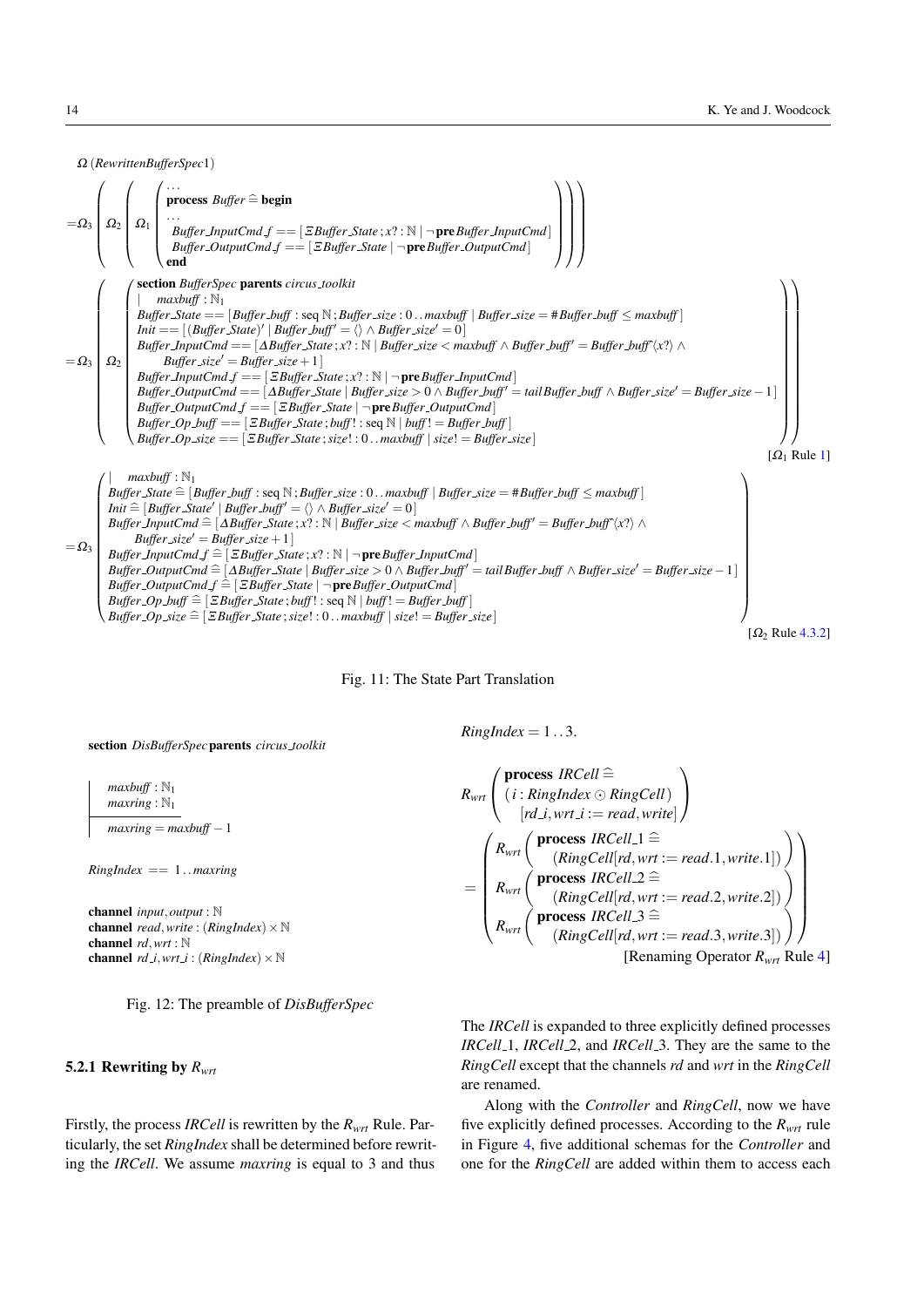$$
\begin{aligned}
&\Omega\,(RewrittenBufferSpec1)\\
&=\Omega_3\left(\Omega_2\left(\Omega_1\left(\begin{array}{l}
\ldots\\
\textbf{process}\ Buffer \mathrel{\widehat=} \textbf{begin}\\
\ldots\\
\quad Buffer\_InputCmd\_f == [\,\Xi Buffer\_State\,;x? : \mathbb{N} \mid \neg\,\textbf{pre}\,Buffer\_InputCmd\,]\\
\quad Buffer\_OutputCmd\_f == [\,\Xi Buffer\_State \mid \neg\,\textbf{pre}\,Buffer\_OutputCmd\,]\\
\textbf{end}
\end{array}\right)\right)\right)\\
&=\Omega_3\left(\Omega_2\left(\begin{array}{l}
\textbf{section}\ BufferSpec\ \textbf{parents}\ circus\_toolkit\\
\mid\quad maxbuff : \mathbb{N}_1\\
Buffer\_State == [\,Buffer\_buff : \operatorname{seq}\mathbb{N}\,;Buffer\_size : 0\,..\,maxbuff \mid Buffer\_size = \#Buffer\_buff \leq maxbuff\,]\\
Init == [\,(Buffer\_State)' \mid Buffer\_buff' = \langle\rangle \land Buffer\_size' = 0\,]\\
Buffer\_InputCmd == [\,\Delta Buffer\_State\,;x? : \mathbb{N} \mid Buffer\_size < maxbuff \land Buffer\_buff' = Buffer\_buff ^\frown \langle x?\rangle \land\\
\qquad Buffer\_size' = Buffer\_size + 1\,]\\
Buffer\_InputCmd\_f == [\,\Xi Buffer\_State\,;x? : \mathbb{N} \mid \neg\,\textbf{pre}\,Buffer\_InputCmd\,]\\
Buffer\_OutputCmd == [\,\Delta Buffer\_State \mid Buffer\_size > 0 \land Buffer\_buff' = tail\,Buffer\_buff \land Buffer\_size' = Buffer\_size - 1\,]\\
Buffer\_OutputCmd\_f == [\,\Xi Buffer\_State \mid \neg\,\textbf{pre}\,Buffer\_OutputCmd\,]\\
Buffer\_Op\_buff == [\,\Xi Buffer\_State\,;buff! : \operatorname{seq}\mathbb{N} \mid buff! = Buffer\_buff\,]\\
Buffer\_Op\_size == [\,\Xi Buffer\_State\,;size! : 0\,..\,maxbuff \mid size! = Buffer\_size\,]
\end{array}\right)\right)
\qquad [\Omega_1 \text{ Rule } 1]\\
&=\Omega_3\left(\begin{array}{l}
\mid\quad maxbuff : \mathbb{N}_1\\
Buffer\_State \mathrel{\widehat=} [\,Buffer\_buff : \operatorname{seq}\mathbb{N}\,;Buffer\_size : 0\,..\,maxbuff \mid Buffer\_size = \#Buffer\_buff \leq maxbuff\,]\\
Init \mathrel{\widehat=} [\,Buffer\_State' \mid Buffer\_buff' = \langle\rangle \land Buffer\_size' = 0\,]\\
Buffer\_InputCmd \mathrel{\widehat=} [\,\Delta Buffer\_State\,;x? : \mathbb{N} \mid Buffer\_size < maxbuff \land Buffer\_buff' = Buffer\_buff ^\frown \langle x?\rangle \land\\
\qquad Buffer\_size' = Buffer\_size + 1\,]\\
Buffer\_InputCmd\_f \mathrel{\widehat=} [\,\Xi Buffer\_State\,;x? : \mathbb{N} \mid \neg\,\textbf{pre}\,Buffer\_InputCmd\,]\\
Buffer\_OutputCmd \mathrel{\widehat=} [\,\Delta Buffer\_State \mid Buffer\_size > 0 \land Buffer\_buff' = tail\,Buffer\_buff \land Buffer\_size' = Buffer\_size - 1\,]\\
Buffer\_OutputCmd\_f \mathrel{\widehat=} [\,\Xi Buffer\_State \mid \neg\,\textbf{pre}\,Buffer\_OutputCmd\,]\\
Buffer\_Op\_buff \mathrel{\widehat=} [\,\Xi Buffer\_State\,;buff! : \operatorname{seq}\mathbb{N} \mid buff! = Buffer\_buff\,]\\
Buffer\_Op\_size \mathrel{\widehat=} [\,\Xi Buffer\_State\,;size! : 0\,..\,maxbuff \mid size! = Buffer\_size\,]
\end{array}\right)
\qquad [\Omega_2 \text{ Rule } 4.3.2]
\end{aligned}
$$

Fig. 11: The State Part Translation

**section** *DisBufferSpec* **parents** *circus_toolkit*

$$
\begin{array}{|l}
maxbuff : \mathbb{N}_1\\
maxring : \mathbb{N}_1\\
\hline
maxring = maxbuff - 1
\end{array}
$$

$RingIndex\ ==\ 1\,..\,maxring$

**channel** $input, output : \mathbb{N}$
**channel** $read, write : (RingIndex) \times \mathbb{N}$
**channel** $rd, wrt : \mathbb{N}$
**channel** $rd\_i, wrt\_i : (RingIndex) \times \mathbb{N}$

Fig. 12: The preamble of *DisBufferSpec*

### 5.2.1 Rewriting by $R_{wrt}$

Firstly, the process *IRCell* is rewritten by the $R_{wrt}$ Rule. Particularly, the set *RingIndex* shall be determined before rewriting the *IRCell*. We assume *maxring* is equal to 3 and thus $RingIndex = 1\,..\,3$.

$$
\begin{aligned}
&R_{wrt}\left(\begin{array}{l}
\textbf{process}\ IRCell \mathrel{\widehat=}\\
(\,i : RingIndex \odot RingCell\,)\\
\quad [rd\_i, wrt\_i := read, write]
\end{array}\right)\\
&=\left(\begin{array}{l}
R_{wrt}\left(\begin{array}{l}\textbf{process}\ IRCell\_1 \mathrel{\widehat=}\\ \quad (RingCell[rd, wrt := read.1, write.1])\end{array}\right)\\
R_{wrt}\left(\begin{array}{l}\textbf{process}\ IRCell\_2 \mathrel{\widehat=}\\ \quad (RingCell[rd, wrt := read.2, write.2])\end{array}\right)\\
R_{wrt}\left(\begin{array}{l}\textbf{process}\ IRCell\_3 \mathrel{\widehat=}\\ \quad (RingCell[rd, wrt := read.3, write.3])\end{array}\right)
\end{array}\right)\\
&\qquad [\text{Renaming Operator } R_{wrt} \text{ Rule } 4]
\end{aligned}
$$

The *IRCell* is expanded to three explicitly defined processes *IRCell_1*, *IRCell_2*, and *IRCell_3*. They are the same to the *RingCell* except that the channels *rd* and *wrt* in the *RingCell* are renamed.

Along with the *Controller* and *RingCell*, now we have five explicitly defined processes. According to the $R_{wrt}$ rule in Figure 4, five additional schemas for the *Controller* and one for the *RingCell* are added within them to access each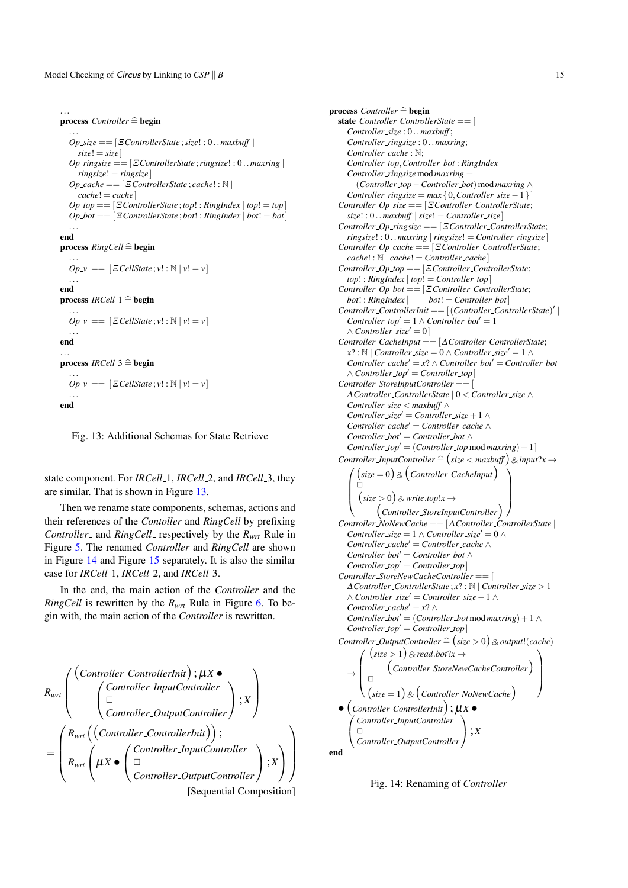```
...
process Controller ≙ begin
  ...
  Op_size == [ΞControllerState ; size! : 0 .. maxbuff |
    size! = size]
  Op_ringsize == [ΞControllerState ; ringsize! : 0 .. maxring |
    ringsize! = ringsize]
  Op_cache == [ΞControllerState ; cache! : ℕ |
    cache! = cache]
  Op_top == [ΞControllerState ; top! : RingIndex | top! = top]
  Op_bot == [ΞControllerState ; bot! : RingIndex | bot! = bot]
  ...
end
process RingCell ≙ begin
  ...
  Op_v == [ΞCellState ; v! : ℕ | v! = v]
  ...
end
process IRCell_1 ≙ begin
  ...
  Op_v == [ΞCellState ; v! : ℕ | v! = v]
  ...
end
...
process IRCell_3 ≙ begin
  ...
  Op_v == [ΞCellState ; v! : ℕ | v! = v]
  ...
end
```

Fig. 13: Additional Schemas for State Retrieve

state component. For *IRCell_1*, *IRCell_2*, and *IRCell_3*, they are similar. That is shown in Figure 13.

Then we rename state components, schemas, actions and their references of the *Contoller* and *RingCell* by prefixing *Controller_* and *RingCell_* respectively by the $R_{wrt}$ Rule in Figure 5. The renamed *Controller* and *RingCell* are shown in Figure 14 and Figure 15 separately. It is also the similar case for *IRCell_1*, *IRCell_2*, and *IRCell_3*.

In the end, the main action of the *Controller* and the *RingCell* is rewritten by the $R_{wrt}$ Rule in Figure 6. To begin with, the main action of the *Controller* is rewritten.

$$
R_{wrt}\left(\begin{array}{l}(Controller\_ControllerInit) \,; \mu X \bullet \\ \quad \left(\begin{array}{l} Controller\_InputController \\ \Box \\ Controller\_OutputController \end{array}\right) ; X \end{array}\right)
$$

$$
= \left(\begin{array}{l} R_{wrt}\left((Controller\_ControllerInit)\right) ; \\ R_{wrt}\left(\mu X \bullet \left(\begin{array}{l} Controller\_InputController \\ \Box \\ Controller\_OutputController \end{array}\right) ; X\right) \end{array}\right)
$$

[Sequential Composition]

```
process Controller ≙ begin
  state Controller_ControllerState == [
    Controller_size : 0 .. maxbuff;
    Controller_ringsize : 0 .. maxring;
    Controller_cache : ℕ;
    Controller_top, Controller_bot : RingIndex |
    Controller_ringsize mod maxring =
      (Controller_top − Controller_bot) mod maxring ∧
    Controller_ringsize = max{0, Controller_size − 1}]
  Controller_Op_size == [ΞController_ControllerState;
    size! : 0 .. maxbuff | size! = Controller_size]
  Controller_Op_ringsize == [ΞController_ControllerState;
    ringsize! : 0 .. maxring | ringsize! = Controller_ringsize]
  Controller_Op_cache == [ΞController_ControllerState;
    cache! : ℕ | cache! = Controller_cache]
  Controller_Op_top == [ΞController_ControllerState;
    top! : RingIndex | top! = Controller_top]
  Controller_Op_bot == [ΞController_ControllerState;
    bot! : RingIndex |     bot! = Controller_bot]
  Controller_ControllerInit == [(Controller_ControllerState)′ |
    Controller_top′ = 1 ∧ Controller_bot′ = 1
    ∧ Controller_size′ = 0]
  Controller_CacheInput == [ΔController_ControllerState;
    x? : ℕ | Controller_size = 0 ∧ Controller_size′ = 1 ∧
    Controller_cache′ = x? ∧ Controller_bot′ = Controller_bot
    ∧ Controller_top′ = Controller_top]
  Controller_StoreInputController == [
    ΔController_ControllerState | 0 < Controller_size ∧
    Controller_size < maxbuff ∧
    Controller_size′ = Controller_size + 1 ∧
    Controller_cache′ = Controller_cache ∧
    Controller_bot′ = Controller_bot ∧
    Controller_top′ = (Controller_top mod maxring) + 1]
  Controller_InputController ≙ (size < maxbuff) & input?x →
    ( (size = 0) & (Controller_CacheInput)
      □
      (size > 0) & write.top!x →
          (Controller_StoreInputController) )
  Controller_NoNewCache == [ΔController_ControllerState |
    Controller_size = 1 ∧ Controller_size′ = 0 ∧
    Controller_cache′ = Controller_cache ∧
    Controller_bot′ = Controller_bot ∧
    Controller_top′ = Controller_top]
  Controller_StoreNewCacheController == [
    ΔController_ControllerState ; x? : ℕ | Controller_size > 1
    ∧ Controller_size′ = Controller_size − 1 ∧
    Controller_cache′ = x? ∧
    Controller_bot′ = (Controller_bot mod maxring) + 1 ∧
    Controller_top′ = Controller_top]
  Controller_OutputController ≙ (size > 0) & output!(cache)
    → ( (size > 1) & read.bot?x →
            (Controller_StoreNewCacheController)
        □
        (size = 1) & (Controller_NoNewCache) )
  • (Controller_ControllerInit) ; μX •
      ( Controller_InputController
        □
        Controller_OutputController ) ; X
end
```

Fig. 14: Renaming of *Controller*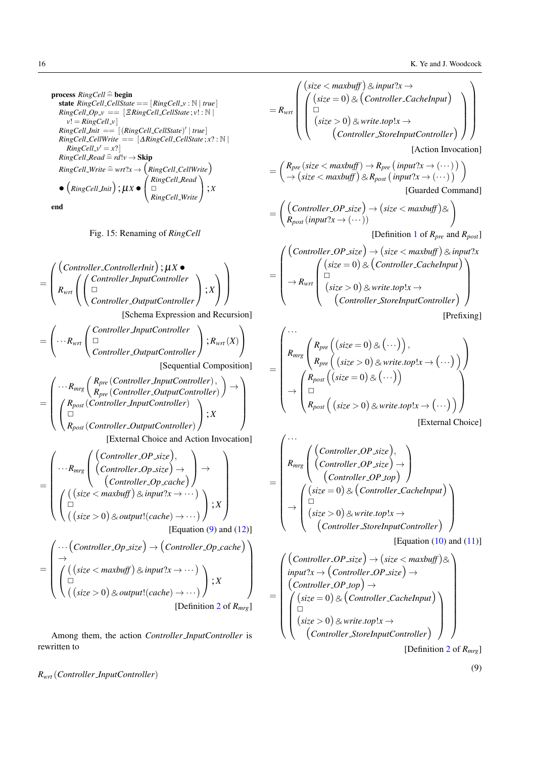$$
\begin{array}{l}
\textbf{process}\ RingCell \mathrel{\widehat=} \textbf{begin} \\
\quad \textbf{state}\ RingCell\_CellState == [RingCell\_v : \mathbb{N} \mid true] \\
\quad RingCell\_Op\_v == [\Xi RingCell\_CellState ; v! : \mathbb{N} \mid \\
\qquad v! = RingCell\_v] \\
\quad RingCell\_Init == [(RingCell\_CellState)' \mid true] \\
\quad RingCell\_CellWrite == [\Delta RingCell\_CellState ; x? : \mathbb{N} \mid \\
\qquad RingCell\_v' = x?] \\
\quad RingCell\_Read \mathrel{\widehat=} rd!v \to \textbf{Skip} \\
\quad RingCell\_Write \mathrel{\widehat=} wrt?x \to \left(RingCell\_CellWrite\right) \\
\quad \bullet \left(RingCell\_Init\right) ; \mu X \bullet \left( \begin{array}{l} RingCell\_Read \\ \Box \\ RingCell\_Write \end{array} \right) ; X \\
\textbf{end}
\end{array}
$$

Fig. 15: Renaming of *RingCell*

$$
= \left( \begin{array}{l} \left(Controller\_ControllerInit\right) ; \mu X \bullet \\ R_{wrt} \left( \left( \begin{array}{l} Controller\_InputController \\ \Box \\ Controller\_OutputController \end{array} \right) ; X \right) \end{array} \right)
$$

[Schema Expression and Recursion]

$$
= \left( \cdots R_{wrt} \left( \begin{array}{l} Controller\_InputController \\ \Box \\ Controller\_OutputController \end{array} \right) ; R_{wrt}(X) \right)
$$

[Sequential Composition]

$$
= \left( \begin{array}{l} \cdots R_{mrg} \left( \begin{array}{l} R_{pre}(Controller\_InputController), \\ R_{pre}(Controller\_OutputController) \end{array} \right) \to \\ \left( \begin{array}{l} R_{post}(Controller\_InputController) \\ \Box \\ R_{post}(Controller\_OutputController) \end{array} \right) ; X \end{array} \right)
$$

[External Choice and Action Invocation]

$$
= \left( \begin{array}{l} \cdots R_{mrg} \left( \begin{array}{l} \left(Controller\_OP\_size\right), \\ \left(Controller\_Op\_size\right) \to \\ \quad \left(Controller\_Op\_cache\right) \end{array} \right) \to \\ \left( \begin{array}{l} \left( \left(size < maxbuff\right) \,\&\, input?x \to \cdots \right) \\ \Box \\ \left( \left(size > 0\right) \,\&\, output!(cache) \to \cdots \right) \end{array} \right) ; X \end{array} \right)
$$

[Equation (9) and (12)]

$$
= \left( \begin{array}{l} \cdots \left(Controller\_Op\_size\right) \to \left(Controller\_Op\_cache\right) \\ \to \\ \left( \begin{array}{l} \left( \left(size < maxbuff\right) \,\&\, input?x \to \cdots \right) \\ \Box \\ \left( \left(size > 0\right) \,\&\, output!(cache) \to \cdots \right) \end{array} \right) ; X \end{array} \right)
$$

[Definition 2 of $R_{mrg}$]

Among them, the action *Controller_InputController* is rewritten to

$$
R_{wrt}(Controller\_InputController)
$$

$$
= R_{wrt} \left( \begin{array}{l} \left(size < maxbuff\right) \,\&\, input?x \to \\ \left( \begin{array}{l} \left(size = 0\right) \,\&\, \left(Controller\_CacheInput\right) \\ \Box \\ \left(size > 0\right) \,\&\, write.top!x \to \\ \quad \left(Controller\_StoreInputController\right) \end{array} \right) \end{array} \right)
$$

[Action Invocation]

$$
= \left( \begin{array}{l} R_{pre}\left(size < maxbuff\right) \to R_{pre}\left(input?x \to (\cdots)\right) \\ \to \left(size < maxbuff\right) \,\&\, R_{post}\left(input?x \to (\cdots)\right) \end{array} \right)
$$

[Guarded Command]

$$
= \left( \begin{array}{l} \left(Controller\_OP\_size\right) \to \left(size < maxbuff\right) \,\&\, \\ R_{post}\left(input?x \to (\cdots)\right) \end{array} \right)
$$

[Definition 1 of $R_{pre}$ and $R_{post}$]

$$
= \left( \begin{array}{l} \left(Controller\_OP\_size\right) \to \left(size < maxbuff\right) \,\&\, input?x \\ \to R_{wrt} \left( \begin{array}{l} \left(size = 0\right) \,\&\, \left(Controller\_CacheInput\right) \\ \Box \\ \left(size > 0\right) \,\&\, write.top!x \to \\ \quad \left(Controller\_StoreInputController\right) \end{array} \right) \end{array} \right)
$$

[Prefixing]

$$
= \left( \begin{array}{l} \cdots \\ R_{mrg} \left( \begin{array}{l} R_{pre}\left( \left(size = 0\right) \,\&\, \left(\cdots\right) \right), \\ R_{pre}\left( \left(size > 0\right) \,\&\, write.top!x \to \left(\cdots\right) \right) \end{array} \right) \\ \to \left( \begin{array}{l} R_{post}\left( \left(size = 0\right) \,\&\, \left(\cdots\right) \right) \\ \Box \\ R_{post}\left( \left(size > 0\right) \,\&\, write.top!x \to \left(\cdots\right) \right) \end{array} \right) \end{array} \right)
$$

[External Choice]

$$
= \left( \begin{array}{l} \cdots \\ R_{mrg} \left( \begin{array}{l} \left(Controller\_OP\_size\right), \\ \left(Controller\_OP\_size\right) \to \\ \quad \left(Controller\_OP\_top\right) \end{array} \right) \\ \to \left( \begin{array}{l} \left(size = 0\right) \,\&\, \left(Controller\_CacheInput\right) \\ \Box \\ \left(size > 0\right) \,\&\, write.top!x \to \\ \quad \left(Controller\_StoreInputController\right) \end{array} \right) \end{array} \right)
$$

[Equation (10) and (11)]

$$
= \left( \begin{array}{l} \left(Controller\_OP\_size\right) \to \left(size < maxbuff\right) \,\&\, \\ input?x \to \left(Controller\_OP\_size\right) \to \\ \left(Controller\_OP\_top\right) \to \\ \left( \begin{array}{l} \left(size = 0\right) \,\&\, \left(Controller\_CacheInput\right) \\ \Box \\ \left(size > 0\right) \,\&\, write.top!x \to \\ \quad \left(Controller\_StoreInputController\right) \end{array} \right) \end{array} \right)
$$

[Definition 2 of $R_{mrg}$]

(9)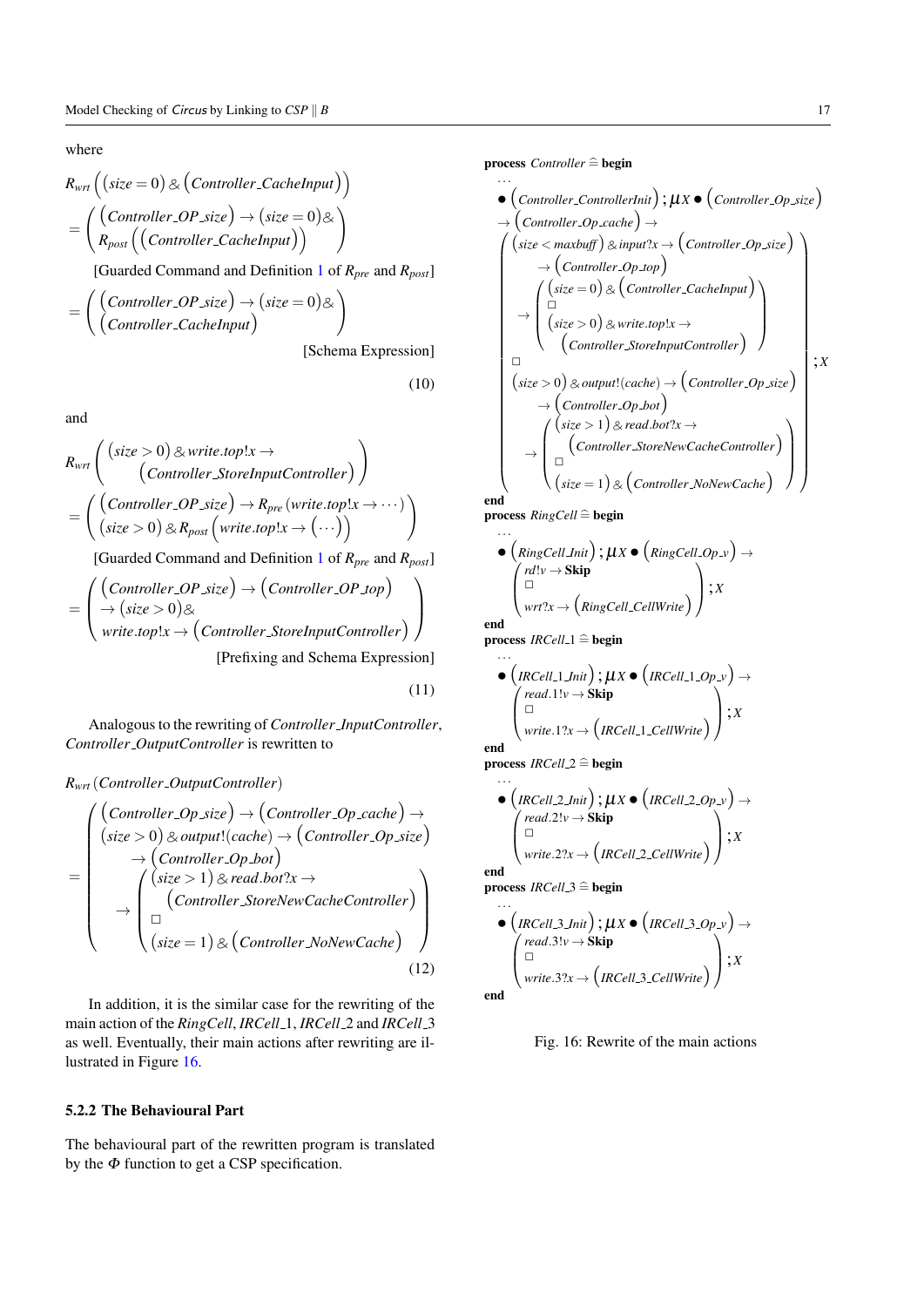where

$$
\begin{aligned}
& R_{wrt}\left(\left(size = 0\right) \,\&\, \left(Controller\_CacheInput\right)\right) \\
& = \left( \begin{array}{l} \left(Controller\_OP\_size\right) \rightarrow \left(size = 0\right) \& \\ R_{post}\left(\left(Controller\_CacheInput\right)\right) \end{array} \right) \\
& \qquad \text{[Guarded Command and Definition 1 of } R_{pre} \text{ and } R_{post}\text{]} \\
& = \left( \begin{array}{l} \left(Controller\_OP\_size\right) \rightarrow \left(size = 0\right) \& \\ \left(Controller\_CacheInput\right) \end{array} \right) \\
& \qquad \text{[Schema Expression]}
\end{aligned} \tag{10}
$$

and

$$
\begin{aligned}
& R_{wrt}\left( \begin{array}{l} \left(size > 0\right) \,\&\, write.top!x \rightarrow \\ \quad \left(Controller\_StoreInputController\right) \end{array} \right) \\
& = \left( \begin{array}{l} \left(Controller\_OP\_size\right) \rightarrow R_{pre}\left(write.top!x \rightarrow \cdots\right) \\ \left(size > 0\right) \& R_{post}\left(write.top!x \rightarrow \left(\cdots\right)\right) \end{array} \right) \\
& \qquad \text{[Guarded Command and Definition 1 of } R_{pre} \text{ and } R_{post}\text{]} \\
& = \left( \begin{array}{l} \left(Controller\_OP\_size\right) \rightarrow \left(Controller\_OP\_top\right) \\ \rightarrow \left(size > 0\right) \& \\ write.top!x \rightarrow \left(Controller\_StoreInputController\right) \end{array} \right) \\
& \qquad \text{[Prefixing and Schema Expression]}
\end{aligned} \tag{11}
$$

Analogous to the rewriting of *Controller_InputController*, *Controller_OutputController* is rewritten to

$$
\begin{aligned}
& R_{wrt}\left(Controller\_OutputController\right) \\
& = \left( \begin{array}{l} \left(Controller\_Op\_size\right) \rightarrow \left(Controller\_Op\_cache\right) \rightarrow \\ \left(size > 0\right) \& output!(cache) \rightarrow \left(Controller\_Op\_size\right) \\ \quad \rightarrow \left(Controller\_Op\_bot\right) \\ \quad \rightarrow \left( \begin{array}{l} \left(size > 1\right) \& read.bot?x \rightarrow \\ \quad \left(Controller\_StoreNewCacheController\right) \\ \Box \\ \left(size = 1\right) \& \left(Controller\_NoNewCache\right) \end{array} \right) \end{array} \right)
\end{aligned} \tag{12}
$$

In addition, it is the similar case for the rewriting of the main action of the *RingCell*, *IRCell_1*, *IRCell_2* and *IRCell_3* as well. Eventually, their main actions after rewriting are illustrated in Figure 16.

### 5.2.2 The Behavioural Part

The behavioural part of the rewritten program is translated by the $\Phi$ function to get a CSP specification.

$$
\begin{array}{l}
\textbf{process } Controller \mathrel{\widehat=} \textbf{begin} \\
\quad \ldots \\
\quad \bullet \left(Controller\_ControllerInit\right); \mu X \bullet \left(Controller\_Op\_size\right) \\
\quad \rightarrow \left(Controller\_Op\_cache\right) \rightarrow \\
\quad \left( \begin{array}{l}
\left(size < maxbuff\right) \& input?x \rightarrow \left(Controller\_Op\_size\right) \\
\quad \rightarrow \left(Controller\_Op\_top\right) \\
\quad \rightarrow \left( \begin{array}{l} \left(size = 0\right) \& \left(Controller\_CacheInput\right) \\ \Box \\ \left(size > 0\right) \& write.top!x \rightarrow \\ \quad \left(Controller\_StoreInputController\right) \end{array} \right) \\
\Box \\
\left(size > 0\right) \& output!(cache) \rightarrow \left(Controller\_Op\_size\right) \\
\quad \rightarrow \left(Controller\_Op\_bot\right) \\
\quad \rightarrow \left( \begin{array}{l} \left(size > 1\right) \& read.bot?x \rightarrow \\ \quad \left(Controller\_StoreNewCacheController\right) \\ \Box \\ \left(size = 1\right) \& \left(Controller\_NoNewCache\right) \end{array} \right)
\end{array} \right); X \\
\textbf{end} \\
\textbf{process } RingCell \mathrel{\widehat=} \textbf{begin} \\
\quad \ldots \\
\quad \bullet \left(RingCell\_Init\right); \mu X \bullet \left(RingCell\_Op\_v\right) \rightarrow \\
\quad \left( \begin{array}{l} rd!v \rightarrow \textbf{Skip} \\ \Box \\ wrt?x \rightarrow \left(RingCell\_CellWrite\right) \end{array} \right); X \\
\textbf{end} \\
\textbf{process } IRCell\_1 \mathrel{\widehat=} \textbf{begin} \\
\quad \ldots \\
\quad \bullet \left(IRCell\_1\_Init\right); \mu X \bullet \left(IRCell\_1\_Op\_v\right) \rightarrow \\
\quad \left( \begin{array}{l} read.1!v \rightarrow \textbf{Skip} \\ \Box \\ write.1?x \rightarrow \left(IRCell\_1\_CellWrite\right) \end{array} \right); X \\
\textbf{end} \\
\textbf{process } IRCell\_2 \mathrel{\widehat=} \textbf{begin} \\
\quad \ldots \\
\quad \bullet \left(IRCell\_2\_Init\right); \mu X \bullet \left(IRCell\_2\_Op\_v\right) \rightarrow \\
\quad \left( \begin{array}{l} read.2!v \rightarrow \textbf{Skip} \\ \Box \\ write.2?x \rightarrow \left(IRCell\_2\_CellWrite\right) \end{array} \right); X \\
\textbf{end} \\
\textbf{process } IRCell\_3 \mathrel{\widehat=} \textbf{begin} \\
\quad \ldots \\
\quad \bullet \left(IRCell\_3\_Init\right); \mu X \bullet \left(IRCell\_3\_Op\_v\right) \rightarrow \\
\quad \left( \begin{array}{l} read.3!v \rightarrow \textbf{Skip} \\ \Box \\ write.3?x \rightarrow \left(IRCell\_3\_CellWrite\right) \end{array} \right); X \\
\textbf{end}
\end{array}
$$

Fig. 16: Rewrite of the main actions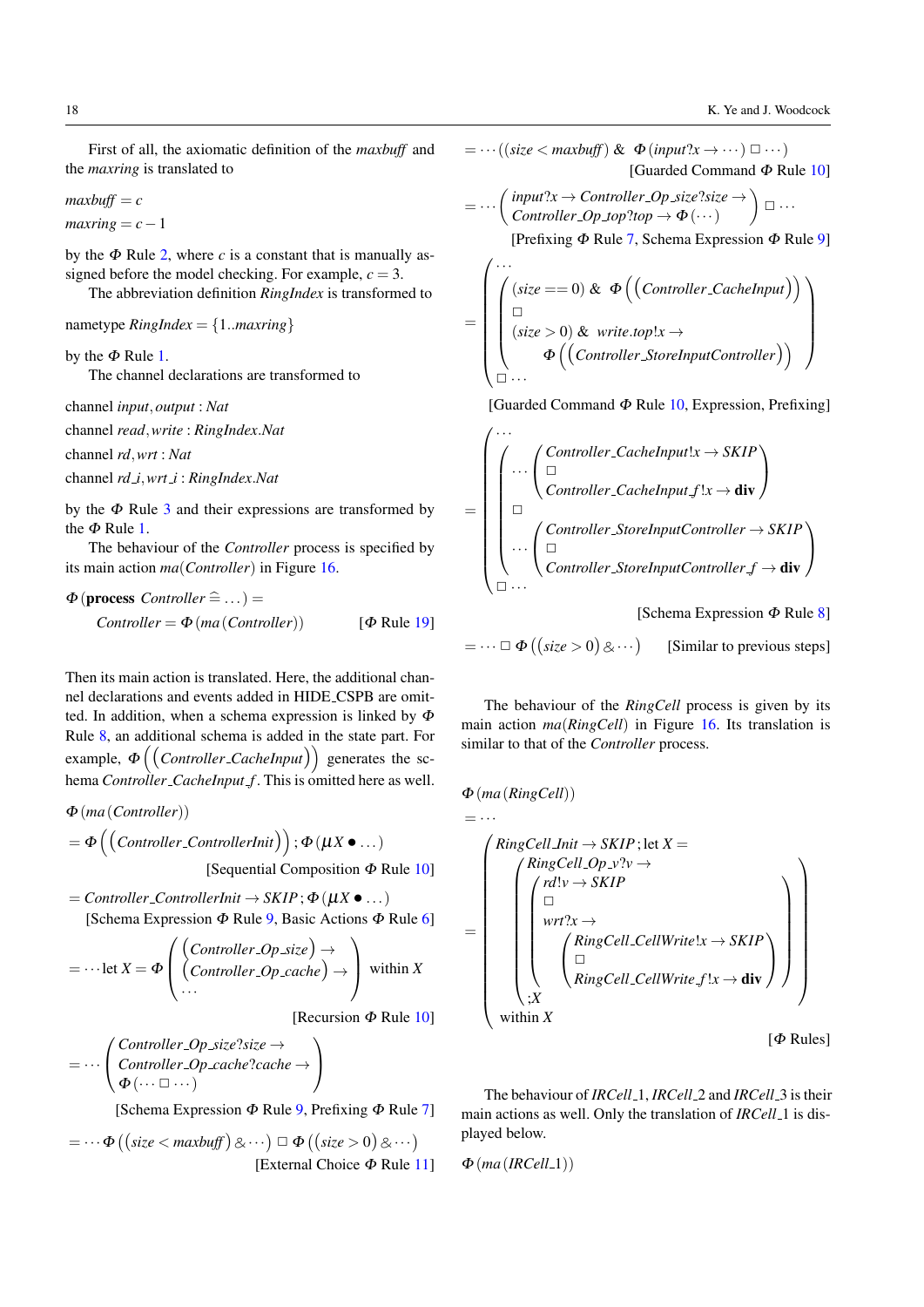First of all, the axiomatic definition of the *maxbuff* and the *maxring* is translated to

$$maxbuff = c$$
$$maxring = c - 1$$

by the $\Phi$ Rule 2, where $c$ is a constant that is manually assigned before the model checking. For example, $c = 3$.

The abbreviation definition *RingIndex* is transformed to

$$\text{nametype } RingIndex = \{1..maxring\}$$

by the $\Phi$ Rule 1.

The channel declarations are transformed to

channel $input, output : Nat$
channel $read, write : RingIndex.Nat$
channel $rd, wrt : Nat$
channel $rd\_i, wrt\_i : RingIndex.Nat$

by the $\Phi$ Rule 3 and their expressions are transformed by the $\Phi$ Rule 1.

The behaviour of the *Controller* process is specified by its main action $ma(Controller)$ in Figure 16.

$$\Phi(\textbf{process } Controller \mathrel{\widehat{=}} \ldots) =$$
$$Controller = \Phi(ma(Controller)) \qquad [\Phi \text{ Rule } 19]$$

Then its main action is translated. Here, the additional channel declarations and events added in HIDE_CSPB are omitted. In addition, when a schema expression is linked by $\Phi$ Rule 8, an additional schema is added in the state part. For example, $\Phi\left(\left(Controller\_CacheInput\right)\right)$ generates the schema $Controller\_CacheInput\_f$. This is omitted here as well.

$$\Phi(ma(Controller))$$
$$= \Phi\left(\left(Controller\_ControllerInit\right)\right); \Phi(\mu X \bullet \ldots)$$
[Sequential Composition $\Phi$ Rule 10]

$$= Controller\_ControllerInit \to SKIP; \Phi(\mu X \bullet \ldots)$$
[Schema Expression $\Phi$ Rule 9, Basic Actions $\Phi$ Rule 6]

$$= \cdots \text{let } X = \Phi\begin{pmatrix} \left(Controller\_Op\_size\right) \to \\ \left(Controller\_Op\_cache\right) \to \\ \ldots \end{pmatrix} \text{ within } X$$
[Recursion $\Phi$ Rule 10]

$$= \cdots \begin{pmatrix} Controller\_Op\_size?size \to \\ Controller\_Op\_cache?cache \to \\ \Phi(\cdots \Box \cdots) \end{pmatrix}$$
[Schema Expression $\Phi$ Rule 9, Prefixing $\Phi$ Rule 7]

$$= \cdots \Phi\left(\left(size < maxbuff\right) \mathbin{\&} \cdots\right) \Box\, \Phi\left(\left(size > 0\right) \mathbin{\&} \cdots\right)$$
[External Choice $\Phi$ Rule 11]

$$= \cdots \left(\left(size < maxbuff\right) \mathbin{\&} \ \Phi\left(input?x \to \cdots\right) \Box \cdots\right)$$
[Guarded Command $\Phi$ Rule 10]

$$= \cdots \begin{pmatrix} input?x \to Controller\_Op\_size?size \to \\ Controller\_Op\_top?top \to \Phi(\cdots) \end{pmatrix} \Box \cdots$$
[Prefixing $\Phi$ Rule 7, Schema Expression $\Phi$ Rule 9]

$$= \begin{pmatrix} \cdots \\ \begin{pmatrix} (size == 0) \mathbin{\&} \ \Phi\left(\left(Controller\_CacheInput\right)\right) \\ \Box \\ (size > 0) \mathbin{\&} \ write.top!x \to \\ \qquad \Phi\left(\left(Controller\_StoreInputController\right)\right) \end{pmatrix} \\ \Box \cdots \end{pmatrix}$$
[Guarded Command $\Phi$ Rule 10, Expression, Prefixing]

$$= \begin{pmatrix} \cdots \\ \begin{pmatrix} \cdots \begin{pmatrix} Controller\_CacheInput!x \to SKIP \\ \Box \\ Controller\_CacheInput\_f!x \to \textbf{div} \end{pmatrix} \\ \Box \\ \cdots \begin{pmatrix} Controller\_StoreInputController \to SKIP \\ \Box \\ Controller\_StoreInputController\_f \to \textbf{div} \end{pmatrix} \end{pmatrix} \\ \Box \cdots \end{pmatrix}$$
[Schema Expression $\Phi$ Rule 8]

$$= \cdots \Box\, \Phi\left(\left(size > 0\right) \mathbin{\&} \cdots\right) \qquad \text{[Similar to previous steps]}$$

The behaviour of the *RingCell* process is given by its main action $ma(RingCell)$ in Figure 16. Its translation is similar to that of the *Controller* process.

$$\Phi(ma(RingCell))$$
$$= \cdots$$
$$= \begin{pmatrix} RingCell\_Init \to SKIP; \text{let } X = \\ \quad \begin{pmatrix} RingCell\_Op\_v?v \to \\ \begin{pmatrix} rd!v \to SKIP \\ \Box \\ wrt?x \to \\ \quad \begin{pmatrix} RingCell\_CellWrite!x \to SKIP \\ \Box \\ RingCell\_CellWrite\_f!x \to \textbf{div} \end{pmatrix} \end{pmatrix} \\ ;X \end{pmatrix} \\ \text{within } X \end{pmatrix}$$
[$\Phi$ Rules]

The behaviour of *IRCell_1*, *IRCell_2* and *IRCell_3* is their main actions as well. Only the translation of *IRCell_1* is displayed below.

$$\Phi(ma(IRCell\_1))$$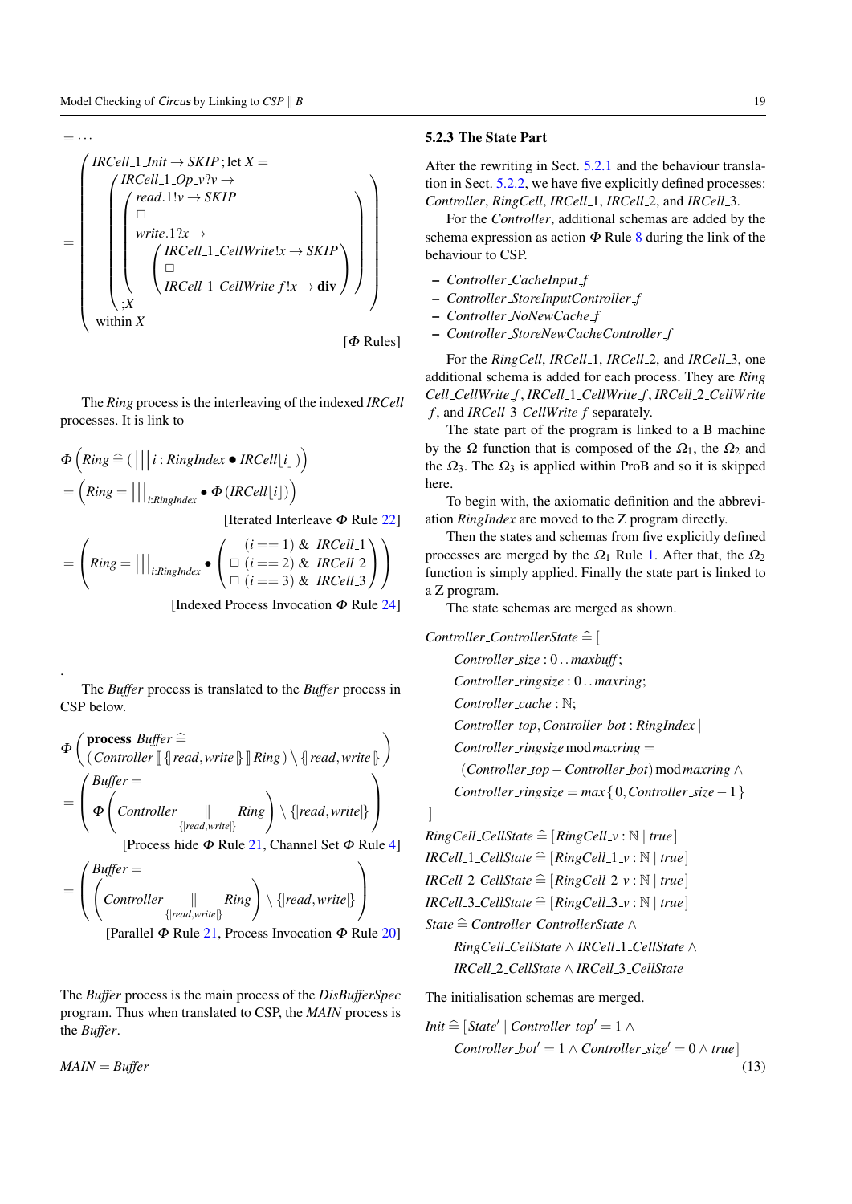$$= \cdots$$

$$= \left( \begin{array}{l} IRCell\_1\_Init \rightarrow SKIP \,; \text{let } X = \\ \quad \left( \begin{array}{l} IRCell\_1\_Op\_v?v \rightarrow \\ \quad \left( \begin{array}{l} read.1!v \rightarrow SKIP \\ \Box \\ write.1?x \rightarrow \\ \quad \left( \begin{array}{l} IRCell\_1\_CellWrite!x \rightarrow SKIP \\ \Box \\ IRCell\_1\_CellWrite\_f!x \rightarrow \mathbf{div} \end{array} \right) \end{array} \right) \\ ;X \end{array} \right) \\ \text{within } X \end{array} \right)$$

[$\Phi$ Rules]

The *Ring* process is the interleaving of the indexed *IRCell* processes. It is link to

$$\Phi \left( Ring \mathrel{\widehat=} ( \,|||\, i : RingIndex \bullet IRCell \lfloor i \rfloor ) \right)$$

$$= \left( Ring = |||_{i:RingIndex} \bullet \Phi\,(IRCell \lfloor i \rfloor) \right)$$

[Iterated Interleave $\Phi$ Rule 22]

$$= \left( Ring = |||_{i:RingIndex} \bullet \left( \begin{array}{l} (i == 1) \;\&\; IRCell\_1 \\ \Box \; (i == 2) \;\&\; IRCell\_2 \\ \Box \; (i == 3) \;\&\; IRCell\_3 \end{array} \right) \right)$$

[Indexed Process Invocation $\Phi$ Rule 24]

.

The *Buffer* process is translated to the *Buffer* process in CSP below.

$$\Phi \left( \begin{array}{l} \textbf{process } Buffer \mathrel{\widehat=} \\ (Controller \,[\![ \, \{\!|read, write|\!\} \, ]\!]\, Ring) \setminus \{\!|read, write|\!\} \end{array} \right)$$

$$= \left( \begin{array}{l} Buffer = \\ \Phi \left( Controller \underset{\{|read,write|\}}{\|} Ring \right) \setminus \{|read, write|\} \end{array} \right)$$

[Process hide $\Phi$ Rule 21, Channel Set $\Phi$ Rule 4]

$$= \left( \begin{array}{l} Buffer = \\ \left( Controller \underset{\{|read,write|\}}{\|} Ring \right) \setminus \{|read, write|\} \end{array} \right)$$

[Parallel $\Phi$ Rule 21, Process Invocation $\Phi$ Rule 20]

The *Buffer* process is the main process of the *DisBufferSpec* program. Thus when translated to CSP, the *MAIN* process is the *Buffer*.

$$MAIN = Buffer$$

### 5.2.3 The State Part

After the rewriting in Sect. 5.2.1 and the behaviour translation in Sect. 5.2.2, we have five explicitly defined processes: *Controller*, *RingCell*, *IRCell_1*, *IRCell_2*, and *IRCell_3*.

For the *Controller*, additional schemas are added by the schema expression as action $\Phi$ Rule 8 during the link of the behaviour to CSP.

- *Controller_CacheInput_f*
- *Controller_StoreInputController_f*
- *Controller_NoNewCache_f*
- *Controller_StoreNewCacheController_f*

For the *RingCell*, *IRCell_1*, *IRCell_2*, and *IRCell_3*, one additional schema is added for each process. They are *RingCell_CellWrite_f*, *IRCell_1_CellWrite_f*, *IRCell_2_CellWrite_f*, and *IRCell_3_CellWrite_f* separately.

The state part of the program is linked to a B machine by the $\Omega$ function that is composed of the $\Omega_1$, the $\Omega_2$ and the $\Omega_3$. The $\Omega_3$ is applied within ProB and so it is skipped here.

To begin with, the axiomatic definition and the abbreviation *RingIndex* are moved to the Z program directly.

Then the states and schemas from five explicitly defined processes are merged by the $\Omega_1$ Rule 1. After that, the $\Omega_2$ function is simply applied. Finally the state part is linked to a Z program.

The state schemas are merged as shown.

$$\begin{array}{l} Controller\_ControllerState \mathrel{\widehat=} [ \\ \quad Controller\_size : 0\,..\,maxbuff\,; \\ \quad Controller\_ringsize : 0\,..\,maxring; \\ \quad Controller\_cache : \mathbb{N}; \\ \quad Controller\_top, Controller\_bot : RingIndex \mid \\ \quad Controller\_ringsize \bmod maxring = \\ \quad\quad (Controller\_top - Controller\_bot) \bmod maxring \wedge \\ \quad Controller\_ringsize = max\,\{0, Controller\_size - 1\} \\ ] \end{array}$$

$$RingCell\_CellState \mathrel{\widehat=} [RingCell\_v : \mathbb{N} \mid true]$$

$$IRCell\_1\_CellState \mathrel{\widehat=} [RingCell\_1\_v : \mathbb{N} \mid true]$$

$$IRCell\_2\_CellState \mathrel{\widehat=} [RingCell\_2\_v : \mathbb{N} \mid true]$$

$$IRCell\_3\_CellState \mathrel{\widehat=} [RingCell\_3\_v : \mathbb{N} \mid true]$$

$$\begin{array}{l} State \mathrel{\widehat=} Controller\_ControllerState \wedge \\ \quad RingCell\_CellState \wedge IRCell\_1\_CellState \wedge \\ \quad IRCell\_2\_CellState \wedge IRCell\_3\_CellState \end{array}$$

The initialisation schemas are merged.

$$\begin{array}{l} Init \mathrel{\widehat=} [State' \mid Controller\_top' = 1 \wedge \\ \quad Controller\_bot' = 1 \wedge Controller\_size' = 0 \wedge true] \end{array} \tag{13}$$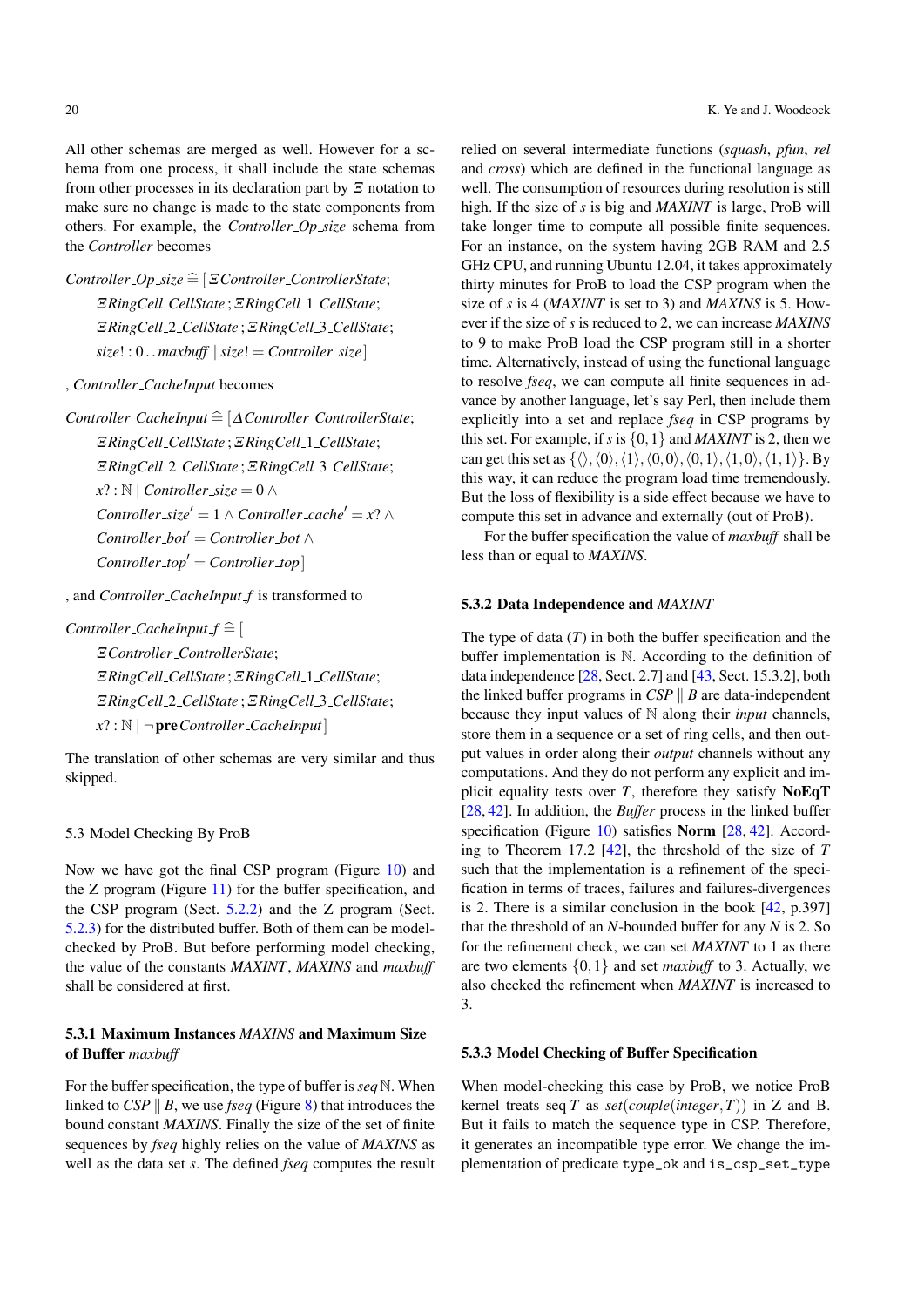All other schemas are merged as well. However for a schema from one process, it shall include the state schemas from other processes in its declaration part by $\Xi$ notation to make sure no change is made to the state components from others. For example, the *Controller_Op_size* schema from the *Controller* becomes

$$
\begin{aligned}
&Controller\_Op\_size \mathrel{\widehat=} [\,\Xi Controller\_ControllerState;\\
&\quad \Xi RingCell\_CellState\,;\Xi RingCell\_1\_CellState;\\
&\quad \Xi RingCell\_2\_CellState\,;\Xi RingCell\_3\_CellState;\\
&\quad size! : 0\,..\,maxbuff \mid size! = Controller\_size\,]
\end{aligned}
$$

, *Controller_CacheInput* becomes

$$
\begin{aligned}
&Controller\_CacheInput \mathrel{\widehat=} [\,\Delta Controller\_ControllerState;\\
&\quad \Xi RingCell\_CellState\,;\Xi RingCell\_1\_CellState;\\
&\quad \Xi RingCell\_2\_CellState\,;\Xi RingCell\_3\_CellState;\\
&\quad x? : \mathbb{N} \mid Controller\_size = 0 \land\\
&\quad Controller\_size' = 1 \land Controller\_cache' = x? \land\\
&\quad Controller\_bot' = Controller\_bot \land\\
&\quad Controller\_top' = Controller\_top\,]
\end{aligned}
$$

, and *Controller_CacheInput_f* is transformed to

$$
\begin{aligned}
&Controller\_CacheInput\_f \mathrel{\widehat=} [\\
&\quad \Xi Controller\_ControllerState;\\
&\quad \Xi RingCell\_CellState\,;\Xi RingCell\_1\_CellState;\\
&\quad \Xi RingCell\_2\_CellState\,;\Xi RingCell\_3\_CellState;\\
&\quad x? : \mathbb{N} \mid \neg \mathbf{pre}\, Controller\_CacheInput\,]
\end{aligned}
$$

The translation of other schemas are very similar and thus skipped.

## 5.3 Model Checking By ProB

Now we have got the final CSP program (Figure 10) and the Z program (Figure 11) for the buffer specification, and the CSP program (Sect. 5.2.2) and the Z program (Sect. 5.2.3) for the distributed buffer. Both of them can be model-checked by ProB. But before performing model checking, the value of the constants *MAXINT*, *MAXINS* and *maxbuff* shall be considered at first.

### 5.3.1 Maximum Instances *MAXINS* and Maximum Size of Buffer *maxbuff*

For the buffer specification, the type of buffer is $\mathrm{seq}\,\mathbb{N}$. When linked to $CSP \parallel B$, we use *fseq* (Figure 8) that introduces the bound constant *MAXINS*. Finally the size of the set of finite sequences by *fseq* highly relies on the value of *MAXINS* as well as the data set *s*. The defined *fseq* computes the result relied on several intermediate functions (*squash*, *pfun*, *rel* and *cross*) which are defined in the functional language as well. The consumption of resources during resolution is still high. If the size of *s* is big and *MAXINT* is large, ProB will take longer time to compute all possible finite sequences. For an instance, on the system having 2GB RAM and 2.5 GHz CPU, and running Ubuntu 12.04, it takes approximately thirty minutes for ProB to load the CSP program when the size of *s* is 4 (*MAXINT* is set to 3) and *MAXINS* is 5. However if the size of *s* is reduced to 2, we can increase *MAXINS* to 9 to make ProB load the CSP program still in a shorter time. Alternatively, instead of using the functional language to resolve *fseq*, we can compute all finite sequences in advance by another language, let's say Perl, then include them explicitly into a set and replace *fseq* in CSP programs by this set. For example, if *s* is $\{0,1\}$ and *MAXINT* is 2, then we can get this set as $\{\langle\rangle, \langle 0\rangle, \langle 1\rangle, \langle 0,0\rangle, \langle 0,1\rangle, \langle 1,0\rangle, \langle 1,1\rangle\}$. By this way, it can reduce the program load time tremendously. But the loss of flexibility is a side effect because we have to compute this set in advance and externally (out of ProB).

For the buffer specification the value of *maxbuff* shall be less than or equal to *MAXINS*.

### 5.3.2 Data Independence and *MAXINT*

The type of data ($T$) in both the buffer specification and the buffer implementation is $\mathbb{N}$. According to the definition of data independence [28, Sect. 2.7] and [43, Sect. 15.3.2], both the linked buffer programs in $CSP \parallel B$ are data-independent because they input values of $\mathbb{N}$ along their *input* channels, store them in a sequence or a set of ring cells, and then output values in order along their *output* channels without any computations. And they do not perform any explicit and implicit equality tests over $T$, therefore they satisfy **NoEqT** [28, 42]. In addition, the *Buffer* process in the linked buffer specification (Figure 10) satisfies **Norm** [28, 42]. According to Theorem 17.2 [42], the threshold of the size of $T$ such that the implementation is a refinement of the specification in terms of traces, failures and failures-divergences is 2. There is a similar conclusion in the book [42, p.397] that the threshold of an $N$-bounded buffer for any $N$ is 2. So for the refinement check, we can set *MAXINT* to 1 as there are two elements $\{0,1\}$ and set *maxbuff* to 3. Actually, we also checked the refinement when *MAXINT* is increased to 3.

### 5.3.3 Model Checking of Buffer Specification

When model-checking this case by ProB, we notice ProB kernel treats $\mathrm{seq}\,T$ as $set(couple(integer,T))$ in Z and B. But it fails to match the sequence type in CSP. Therefore, it generates an incompatible type error. We change the implementation of predicate `type_ok` and `is_csp_set_type`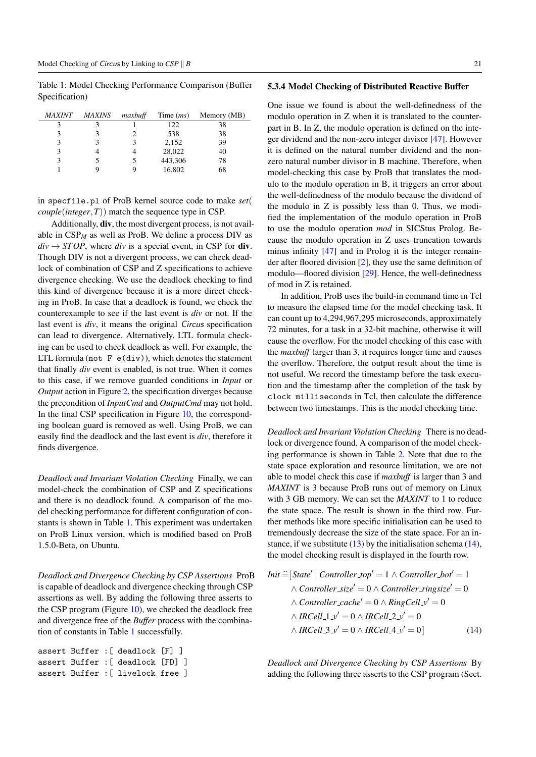Table 1: Model Checking Performance Comparison (Buffer Specification)

| *MAXINT* | *MAXINS* | *maxbuff* | Time (*ms*) | Memory (MB) |
|---|---|---|---|---|
| 3 | 3 | 1 | 122 | 38 |
| 3 | 3 | 2 | 538 | 38 |
| 3 | 3 | 3 | 2,152 | 39 |
| 3 | 4 | 4 | 28,022 | 40 |
| 3 | 5 | 5 | 443,306 | 78 |
| 1 | 9 | 9 | 16,802 | 68 |

in `specfile.pl` of ProB kernel source code to make $set(couple(integer, T))$ match the sequence type in CSP.

Additionally, **div**, the most divergent process, is not available in $CSP_M$ as well as ProB. We define a process DIV as $div \rightarrow STOP$, where *div* is a special event, in CSP for **div**. Though DIV is not a divergent process, we can check deadlock of combination of CSP and Z specifications to achieve divergence checking. We use the deadlock checking to find this kind of divergence because it is a more direct checking in ProB. In case that a deadlock is found, we check the counterexample to see if the last event is *div* or not. If the last event is *div*, it means the original *Circus* specification can lead to divergence. Alternatively, LTL formula checking can be used to check deadlock as well. For example, the LTL formula (`not F e(div)`), which denotes the statement that finally *div* event is enabled, is not true. When it comes to this case, if we remove guarded conditions in *Input* or *Output* action in Figure 2, the specification diverges because the precondition of *InputCmd* and *OutputCmd* may not hold. In the final CSP specification in Figure 10, the corresponding boolean guard is removed as well. Using ProB, we can easily find the deadlock and the last event is *div*, therefore it finds divergence.

*Deadlock and Invariant Violation Checking* Finally, we can model-check the combination of CSP and Z specifications and there is no deadlock found. A comparison of the model checking performance for different configuration of constants is shown in Table 1. This experiment was undertaken on ProB Linux version, which is modified based on ProB 1.5.0-Beta, on Ubuntu.

*Deadlock and Divergence Checking by CSP Assertions* ProB is capable of deadlock and divergence checking through CSP assertions as well. By adding the following three asserts to the CSP program (Figure 10), we checked the deadlock free and divergence free of the *Buffer* process with the combination of constants in Table 1 successfully.

```
assert Buffer :[ deadlock [F] ]
assert Buffer :[ deadlock [FD] ]
assert Buffer :[ livelock free ]
```

### 5.3.4 Model Checking of Distributed Reactive Buffer

One issue we found is about the well-definedness of the modulo operation in Z when it is translated to the counterpart in B. In Z, the modulo operation is defined on the integer dividend and the non-zero integer divisor [47]. However it is defined on the natural number dividend and the non-zero natural number divisor in B machine. Therefore, when model-checking this case by ProB that translates the modulo to the modulo operation in B, it triggers an error about the well-definedness of the modulo because the dividend of the modulo in Z is possibly less than 0. Thus, we modified the implementation of the modulo operation in ProB to use the modulo operation *mod* in SICStus Prolog. Because the modulo operation in Z uses truncation towards minus infinity [47] and in Prolog it is the integer remainder after floored division [2], they use the same definition of modulo—floored division [29]. Hence, the well-definedness of mod in Z is retained.

In addition, ProB uses the build-in command time in Tcl to measure the elapsed time for the model checking task. It can count up to 4,294,967,295 microseconds, approximately 72 minutes, for a task in a 32-bit machine, otherwise it will cause the overflow. For the model checking of this case with the *maxbuff* larger than 3, it requires longer time and causes the overflow. Therefore, the output result about the time is not useful. We record the timestamp before the task execution and the timestamp after the completion of the task by `clock milliseconds` in Tcl, then calculate the difference between two timestamps. This is the model checking time.

*Deadlock and Invariant Violation Checking* There is no deadlock or divergence found. A comparison of the model checking performance is shown in Table 2. Note that due to the state space exploration and resource limitation, we are not able to model check this case if *maxbuff* is larger than 3 and *MAXINT* is 3 because ProB runs out of memory on Linux with 3 GB memory. We can set the *MAXINT* to 1 to reduce the state space. The result is shown in the third row. Further methods like more specific initialisation can be used to tremendously decrease the size of the state space. For an instance, if we substitute (13) by the initialisation schema (14), the model checking result is displayed in the fourth row.

$$
\begin{aligned}
Init \mathrel{\widehat=} [State' \mid\ & Controller\_top' = 1 \land Controller\_bot' = 1 \\
& \land Controller\_size' = 0 \land Controller\_ringsize' = 0 \\
& \land Controller\_cache' = 0 \land RingCell\_v' = 0 \\
& \land IRCell\_1\_v' = 0 \land IRCell\_2\_v' = 0 \\
& \land IRCell\_3\_v' = 0 \land IRCell\_4\_v' = 0]
\end{aligned} \tag{14}
$$

*Deadlock and Divergence Checking by CSP Assertions* By adding the following three asserts to the CSP program (Sect.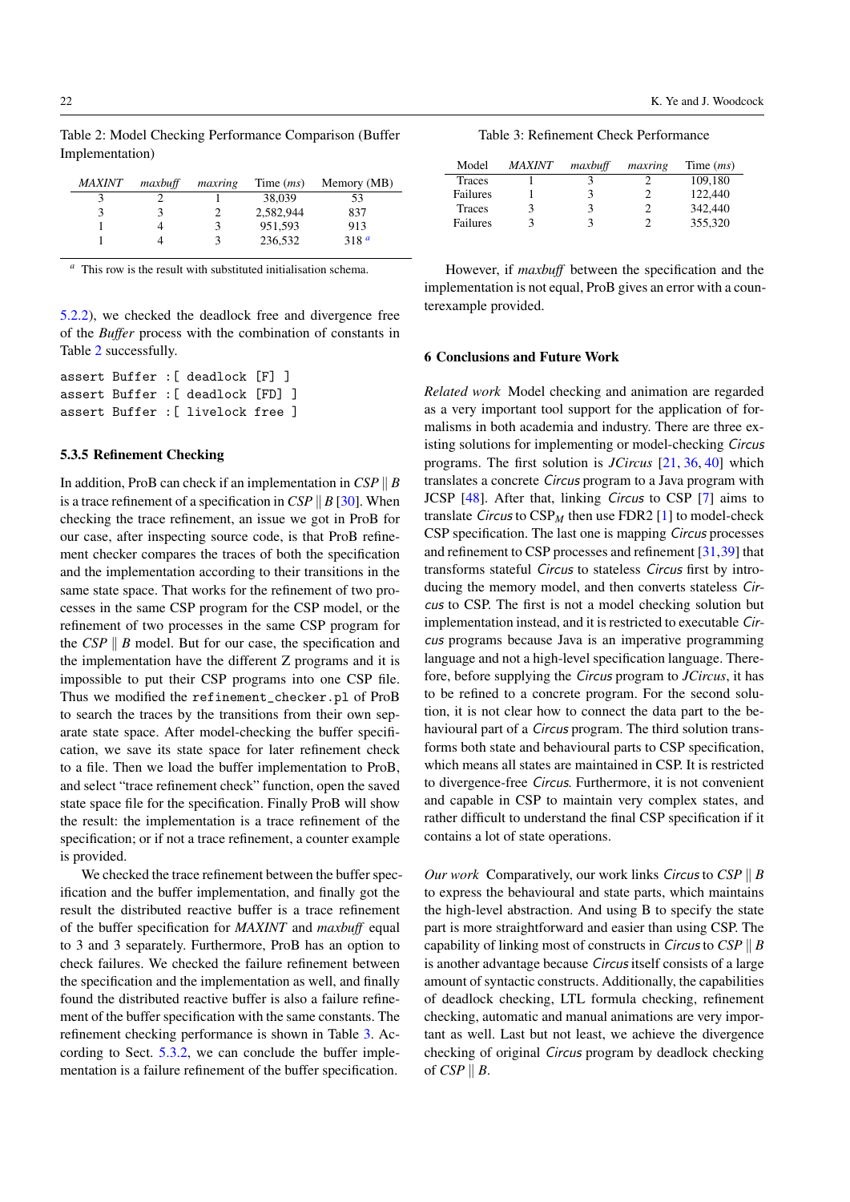Table 2: Model Checking Performance Comparison (Buffer Implementation)

| *MAXINT* | *maxbuff* | *maxring* | Time (*ms*) | Memory (MB) |
|---|---|---|---|---|
| 3 | 2 | 1 | 38,039 | 53 |
| 3 | 3 | 2 | 2,582,944 | 837 |
| 1 | 4 | 3 | 951,593 | 913 |
| 1 | 4 | 3 | 236,532 | 318 [a] |

[a] This row is the result with substituted initialisation schema.

5.2.2), we checked the deadlock free and divergence free of the *Buffer* process with the combination of constants in Table 2 successfully.

```
assert Buffer :[ deadlock [F] ]
assert Buffer :[ deadlock [FD] ]
assert Buffer :[ livelock free ]
```

### 5.3.5 Refinement Checking

In addition, ProB can check if an implementation in *CSP* || *B* is a trace refinement of a specification in *CSP* || *B* [30]. When checking the trace refinement, an issue we got in ProB for our case, after inspecting source code, is that ProB refinement checker compares the traces of both the specification and the implementation according to their transitions in the same state space. That works for the refinement of two processes in the same CSP program for the CSP model, or the refinement of two processes in the same CSP program for the *CSP* || *B* model. But for our case, the specification and the implementation have the different Z programs and it is impossible to put their CSP programs into one CSP file. Thus we modified the `refinement_checker.pl` of ProB to search the traces by the transitions from their own separate state space. After model-checking the buffer specification, we save its state space for later refinement check to a file. Then we load the buffer implementation to ProB, and select "trace refinement check" function, open the saved state space file for the specification. Finally ProB will show the result: the implementation is a trace refinement of the specification; or if not a trace refinement, a counter example is provided.

We checked the trace refinement between the buffer specification and the buffer implementation, and finally got the result the distributed reactive buffer is a trace refinement of the buffer specification for *MAXINT* and *maxbuff* equal to 3 and 3 separately. Furthermore, ProB has an option to check failures. We checked the failure refinement between the specification and the implementation as well, and finally found the distributed reactive buffer is also a failure refinement of the buffer specification with the same constants. The refinement checking performance is shown in Table 3. According to Sect. 5.3.2, we can conclude the buffer implementation is a failure refinement of the buffer specification.

Table 3: Refinement Check Performance

| Model | *MAXINT* | *maxbuff* | *maxring* | Time (*ms*) |
|---|---|---|---|---|
| Traces | 1 | 3 | 2 | 109,180 |
| Failures | 1 | 3 | 2 | 122,440 |
| Traces | 3 | 3 | 2 | 342,440 |
| Failures | 3 | 3 | 2 | 355,320 |

However, if *maxbuff* between the specification and the implementation is not equal, ProB gives an error with a counterexample provided.

## 6 Conclusions and Future Work

*Related work* Model checking and animation are regarded as a very important tool support for the application of formalisms in both academia and industry. There are three existing solutions for implementing or model-checking *Circus* programs. The first solution is *JCircus* [21, 36, 40] which translates a concrete *Circus* program to a Java program with JCSP [48]. After that, linking *Circus* to CSP [7] aims to translate *Circus* to $\text{CSP}_M$ then use FDR2 [1] to model-check CSP specification. The last one is mapping *Circus* processes and refinement to CSP processes and refinement [31,39] that transforms stateful *Circus* to stateless *Circus* first by introducing the memory model, and then converts stateless *Circus* to CSP. The first is not a model checking solution but implementation instead, and it is restricted to executable *Circus* programs because Java is an imperative programming language and not a high-level specification language. Therefore, before supplying the *Circus* program to *JCircus*, it has to be refined to a concrete program. For the second solution, it is not clear how to connect the data part to the behavioural part of a *Circus* program. The third solution transforms both state and behavioural parts to CSP specification, which means all states are maintained in CSP. It is restricted to divergence-free *Circus*. Furthermore, it is not convenient and capable in CSP to maintain very complex states, and rather difficult to understand the final CSP specification if it contains a lot of state operations.

*Our work* Comparatively, our work links *Circus* to *CSP* || *B* to express the behavioural and state parts, which maintains the high-level abstraction. And using B to specify the state part is more straightforward and easier than using CSP. The capability of linking most of constructs in *Circus* to *CSP* || *B* is another advantage because *Circus* itself consists of a large amount of syntactic constructs. Additionally, the capabilities of deadlock checking, LTL formula checking, refinement checking, automatic and manual animations are very important as well. Last but not least, we achieve the divergence checking of original *Circus* program by deadlock checking of *CSP* || *B*.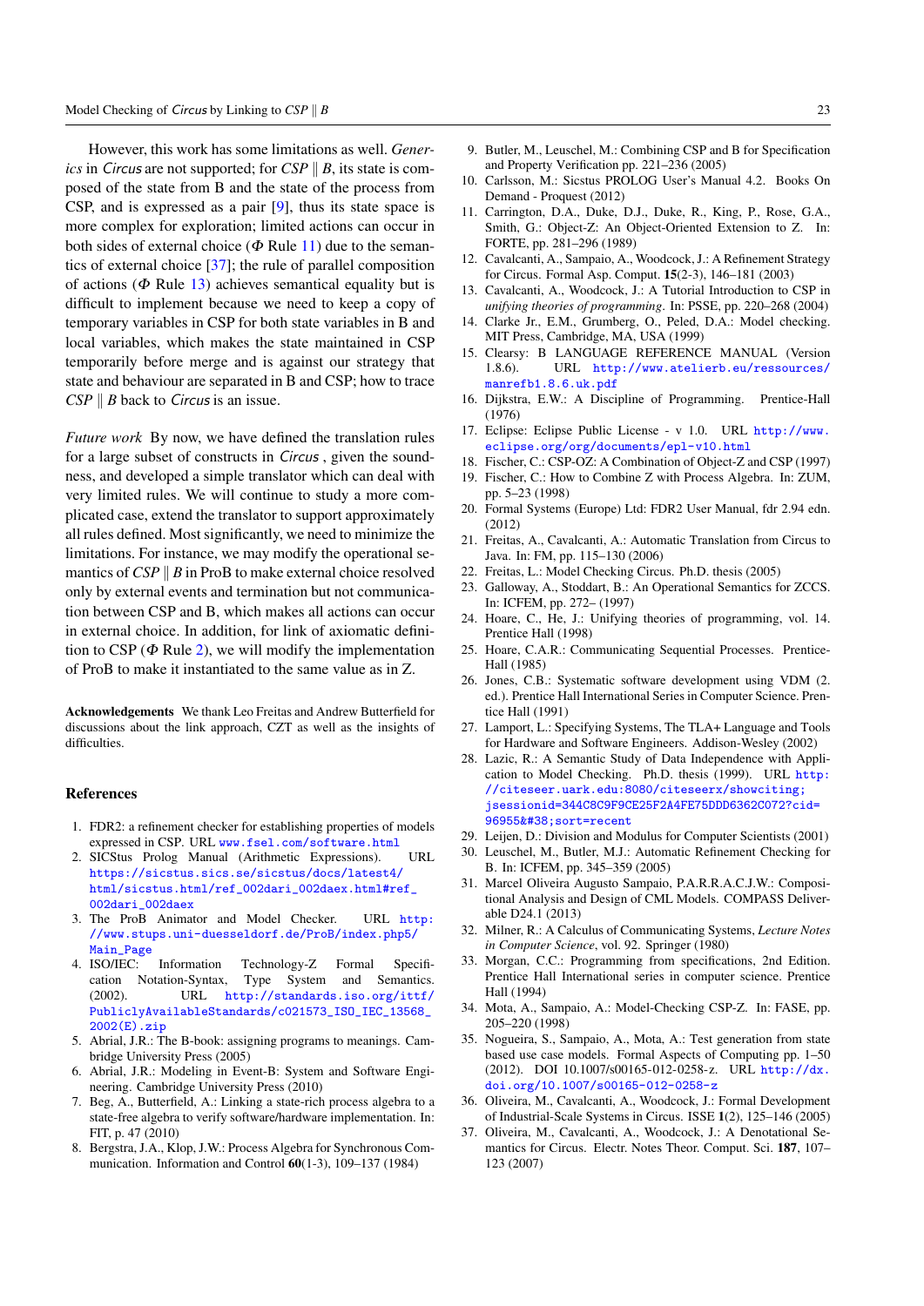However, this work has some limitations as well. *Generics* in *Circus* are not supported; for *CSP* ∥ *B*, its state is composed of the state from B and the state of the process from CSP, and is expressed as a pair [9], thus its state space is more complex for exploration; limited actions can occur in both sides of external choice (*Φ* Rule 11) due to the semantics of external choice [37]; the rule of parallel composition of actions (*Φ* Rule 13) achieves semantical equality but is difficult to implement because we need to keep a copy of temporary variables in CSP for both state variables in B and local variables, which makes the state maintained in CSP temporarily before merge and is against our strategy that state and behaviour are separated in B and CSP; how to trace *CSP* ∥ *B* back to *Circus* is an issue.

*Future work* By now, we have defined the translation rules for a large subset of constructs in *Circus* , given the soundness, and developed a simple translator which can deal with very limited rules. We will continue to study a more complicated case, extend the translator to support approximately all rules defined. Most significantly, we need to minimize the limitations. For instance, we may modify the operational semantics of *CSP* ∥ *B* in ProB to make external choice resolved only by external events and termination but not communication between CSP and B, which makes all actions can occur in external choice. In addition, for link of axiomatic definition to CSP (*Φ* Rule 2), we will modify the implementation of ProB to make it instantiated to the same value as in Z.

**Acknowledgements** We thank Leo Freitas and Andrew Butterfield for discussions about the link approach, CZT as well as the insights of difficulties.

## References

1. FDR2: a refinement checker for establishing properties of models expressed in CSP. URL www.fsel.com/software.html
2. SICStus Prolog Manual (Arithmetic Expressions). URL https://sicstus.sics.se/sicstus/docs/latest4/html/sicstus.html/ref_002dari_002daex.html#ref_002dari_002daex
3. The ProB Animator and Model Checker. URL http://www.stups.uni-duesseldorf.de/ProB/index.php5/Main_Page
4. ISO/IEC: Information Technology-Z Formal Specification Notation-Syntax, Type System and Semantics. (2002). URL http://standards.iso.org/ittf/PubliclyAvailableStandards/c021573_ISO_IEC_13568_2002(E).zip
5. Abrial, J.R.: The B-book: assigning programs to meanings. Cambridge University Press (2005)
6. Abrial, J.R.: Modeling in Event-B: System and Software Engineering. Cambridge University Press (2010)
7. Beg, A., Butterfield, A.: Linking a state-rich process algebra to a state-free algebra to verify software/hardware implementation. In: FIT, p. 47 (2010)
8. Bergstra, J.A., Klop, J.W.: Process Algebra for Synchronous Communication. Information and Control **60**(1-3), 109–137 (1984)
9. Butler, M., Leuschel, M.: Combining CSP and B for Specification and Property Verification pp. 221–236 (2005)
10. Carlsson, M.: Sicstus PROLOG User's Manual 4.2. Books On Demand - Proquest (2012)
11. Carrington, D.A., Duke, D.J., Duke, R., King, P., Rose, G.A., Smith, G.: Object-Z: An Object-Oriented Extension to Z. In: FORTE, pp. 281–296 (1989)
12. Cavalcanti, A., Sampaio, A., Woodcock, J.: A Refinement Strategy for Circus. Formal Asp. Comput. **15**(2-3), 146–181 (2003)
13. Cavalcanti, A., Woodcock, J.: A Tutorial Introduction to CSP in *unifying theories of programming*. In: PSSE, pp. 220–268 (2004)
14. Clarke Jr., E.M., Grumberg, O., Peled, D.A.: Model checking. MIT Press, Cambridge, MA, USA (1999)
15. Clearsy: B LANGUAGE REFERENCE MANUAL (Version 1.8.6). URL http://www.atelierb.eu/ressources/manrefb1.8.6.uk.pdf
16. Dijkstra, E.W.: A Discipline of Programming. Prentice-Hall (1976)
17. Eclipse: Eclipse Public License - v 1.0. URL http://www.eclipse.org/org/documents/epl-v10.html
18. Fischer, C.: CSP-OZ: A Combination of Object-Z and CSP (1997)
19. Fischer, C.: How to Combine Z with Process Algebra. In: ZUM, pp. 5–23 (1998)
20. Formal Systems (Europe) Ltd: FDR2 User Manual, fdr 2.94 edn. (2012)
21. Freitas, A., Cavalcanti, A.: Automatic Translation from Circus to Java. In: FM, pp. 115–130 (2006)
22. Freitas, L.: Model Checking Circus. Ph.D. thesis (2005)
23. Galloway, A., Stoddart, B.: An Operational Semantics for ZCCS. In: ICFEM, pp. 272– (1997)
24. Hoare, C., He, J.: Unifying theories of programming, vol. 14. Prentice Hall (1998)
25. Hoare, C.A.R.: Communicating Sequential Processes. Prentice-Hall (1985)
26. Jones, C.B.: Systematic software development using VDM (2. ed.). Prentice Hall International Series in Computer Science. Prentice Hall (1991)
27. Lamport, L.: Specifying Systems, The TLA+ Language and Tools for Hardware and Software Engineers. Addison-Wesley (2002)
28. Lazic, R.: A Semantic Study of Data Independence with Application to Model Checking. Ph.D. thesis (1999). URL http://citeseer.uark.edu:8080/citeseerx/showciting;jsessionid=344C8C9F9CE25F2A4FE75DDD6362C072?cid=96955&#38;sort=recent
29. Leijen, D.: Division and Modulus for Computer Scientists (2001)
30. Leuschel, M., Butler, M.J.: Automatic Refinement Checking for B. In: ICFEM, pp. 345–359 (2005)
31. Marcel Oliveira Augusto Sampaio, P.A.R.R.A.C.J.W.: Compositional Analysis and Design of CML Models. COMPASS Deliverable D24.1 (2013)
32. Milner, R.: A Calculus of Communicating Systems, *Lecture Notes in Computer Science*, vol. 92. Springer (1980)
33. Morgan, C.C.: Programming from specifications, 2nd Edition. Prentice Hall International series in computer science. Prentice Hall (1994)
34. Mota, A., Sampaio, A.: Model-Checking CSP-Z. In: FASE, pp. 205–220 (1998)
35. Nogueira, S., Sampaio, A., Mota, A.: Test generation from state based use case models. Formal Aspects of Computing pp. 1–50 (2012). DOI 10.1007/s00165-012-0258-z. URL http://dx.doi.org/10.1007/s00165-012-0258-z
36. Oliveira, M., Cavalcanti, A., Woodcock, J.: Formal Development of Industrial-Scale Systems in Circus. ISSE **1**(2), 125–146 (2005)
37. Oliveira, M., Cavalcanti, A., Woodcock, J.: A Denotational Semantics for Circus. Electr. Notes Theor. Comput. Sci. **187**, 107–123 (2007)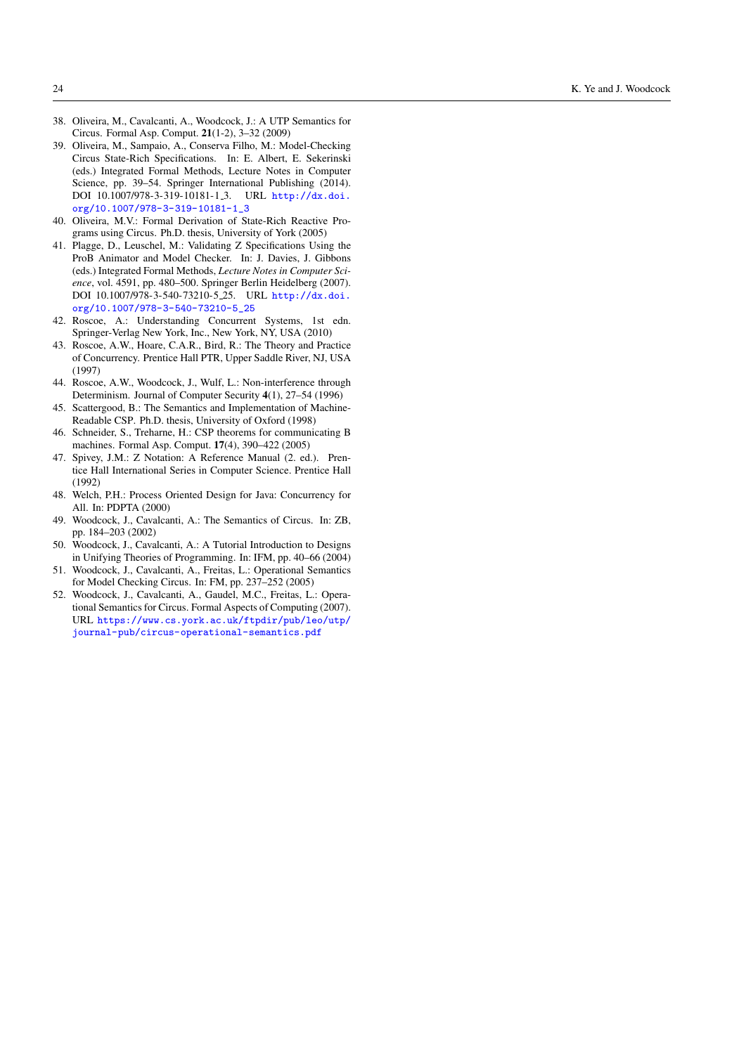38. Oliveira, M., Cavalcanti, A., Woodcock, J.: A UTP Semantics for Circus. Formal Asp. Comput. **21**(1-2), 3–32 (2009)
39. Oliveira, M., Sampaio, A., Conserva Filho, M.: Model-Checking Circus State-Rich Specifications. In: E. Albert, E. Sekerinski (eds.) Integrated Formal Methods, Lecture Notes in Computer Science, pp. 39–54. Springer International Publishing (2014). DOI 10.1007/978-3-319-10181-1_3. URL http://dx.doi.org/10.1007/978-3-319-10181-1_3
40. Oliveira, M.V.: Formal Derivation of State-Rich Reactive Programs using Circus. Ph.D. thesis, University of York (2005)
41. Plagge, D., Leuschel, M.: Validating Z Specifications Using the ProB Animator and Model Checker. In: J. Davies, J. Gibbons (eds.) Integrated Formal Methods, *Lecture Notes in Computer Science*, vol. 4591, pp. 480–500. Springer Berlin Heidelberg (2007). DOI 10.1007/978-3-540-73210-5_25. URL http://dx.doi.org/10.1007/978-3-540-73210-5_25
42. Roscoe, A.: Understanding Concurrent Systems, 1st edn. Springer-Verlag New York, Inc., New York, NY, USA (2010)
43. Roscoe, A.W., Hoare, C.A.R., Bird, R.: The Theory and Practice of Concurrency. Prentice Hall PTR, Upper Saddle River, NJ, USA (1997)
44. Roscoe, A.W., Woodcock, J., Wulf, L.: Non-interference through Determinism. Journal of Computer Security **4**(1), 27–54 (1996)
45. Scattergood, B.: The Semantics and Implementation of Machine-Readable CSP. Ph.D. thesis, University of Oxford (1998)
46. Schneider, S., Treharne, H.: CSP theorems for communicating B machines. Formal Asp. Comput. **17**(4), 390–422 (2005)
47. Spivey, J.M.: Z Notation: A Reference Manual (2. ed.). Prentice Hall International Series in Computer Science. Prentice Hall (1992)
48. Welch, P.H.: Process Oriented Design for Java: Concurrency for All. In: PDPTA (2000)
49. Woodcock, J., Cavalcanti, A.: The Semantics of Circus. In: ZB, pp. 184–203 (2002)
50. Woodcock, J., Cavalcanti, A.: A Tutorial Introduction to Designs in Unifying Theories of Programming. In: IFM, pp. 40–66 (2004)
51. Woodcock, J., Cavalcanti, A., Freitas, L.: Operational Semantics for Model Checking Circus. In: FM, pp. 237–252 (2005)
52. Woodcock, J., Cavalcanti, A., Gaudel, M.C., Freitas, L.: Operational Semantics for Circus. Formal Aspects of Computing (2007). URL https://www.cs.york.ac.uk/ftpdir/pub/leo/utp/journal-pub/circus-operational-semantics.pdf